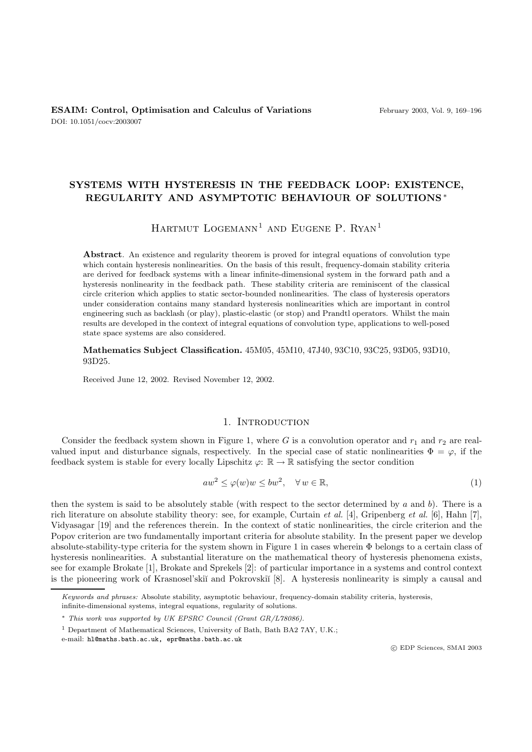**ESAIM: Control, Optimisation and Calculus of Variations**
DOI: 10.1051/cocv:2003007

# SYSTEMS WITH HYSTERESIS IN THE FEEDBACK LOOP: EXISTENCE, REGULARITY AND ASYMPTOTIC BEHAVIOUR OF SOLUTIONS *

Hartmut Logemann[1] and Eugene P. Ryan[1]

**Abstract**. An existence and regularity theorem is proved for integral equations of convolution type which contain hysteresis nonlinearities. On the basis of this result, frequency-domain stability criteria are derived for feedback systems with a linear infinite-dimensional system in the forward path and a hysteresis nonlinearity in the feedback path. These stability criteria are reminiscent of the classical circle criterion which applies to static sector-bounded nonlinearities. The class of hysteresis operators under consideration contains many standard hysteresis nonlinearities which are important in control engineering such as backlash (or play), plastic-elastic (or stop) and Prandtl operators. Whilst the main results are developed in the context of integral equations of convolution type, applications to well-posed state space systems are also considered.

**Mathematics Subject Classification.** 45M05, 45M10, 47J40, 93C10, 93C25, 93D05, 93D10, 93D25.

Received June 12, 2002. Revised November 12, 2002.

## 1. Introduction

Consider the feedback system shown in Figure 1, where $G$ is a convolution operator and $r_1$ and $r_2$ are real-valued input and disturbance signals, respectively. In the special case of static nonlinearities $\Phi = \varphi$, if the feedback system is stable for every locally Lipschitz $\varphi\colon \mathbb{R} \to \mathbb{R}$ satisfying the sector condition

$$aw^2 \le \varphi(w)w \le bw^2, \quad \forall\, w \in \mathbb{R}, \tag{1}$$

then the system is said to be absolutely stable (with respect to the sector determined by $a$ and $b$). There is a rich literature on absolute stability theory: see, for example, Curtain *et al.* [4], Gripenberg *et al.* [6], Hahn [7], Vidyasagar [19] and the references therein. In the context of static nonlinearities, the circle criterion and the Popov criterion are two fundamentally important criteria for absolute stability. In the present paper we develop absolute-stability-type criteria for the system shown in Figure 1 in cases wherein $\Phi$ belongs to a certain class of hysteresis nonlinearities. A substantial literature on the mathematical theory of hysteresis phenomena exists, see for example Brokate [1], Brokate and Sprekels [2]: of particular importance in a systems and control context is the pioneering work of Krasnosel'skiĭ and Pokrovskiĭ [8]. A hysteresis nonlinearity is simply a causal and

---

*Keywords and phrases:* Absolute stability, asymptotic behaviour, frequency-domain stability criteria, hysteresis, infinite-dimensional systems, integral equations, regularity of solutions.

\* *This work was supported by UK EPSRC Council (Grant GR/L78086).*

[1] Department of Mathematical Sciences, University of Bath, Bath BA2 7AY, U.K.;
e-mail: hl@maths.bath.ac.uk, epr@maths.bath.ac.uk

© EDP Sciences, SMAI 2003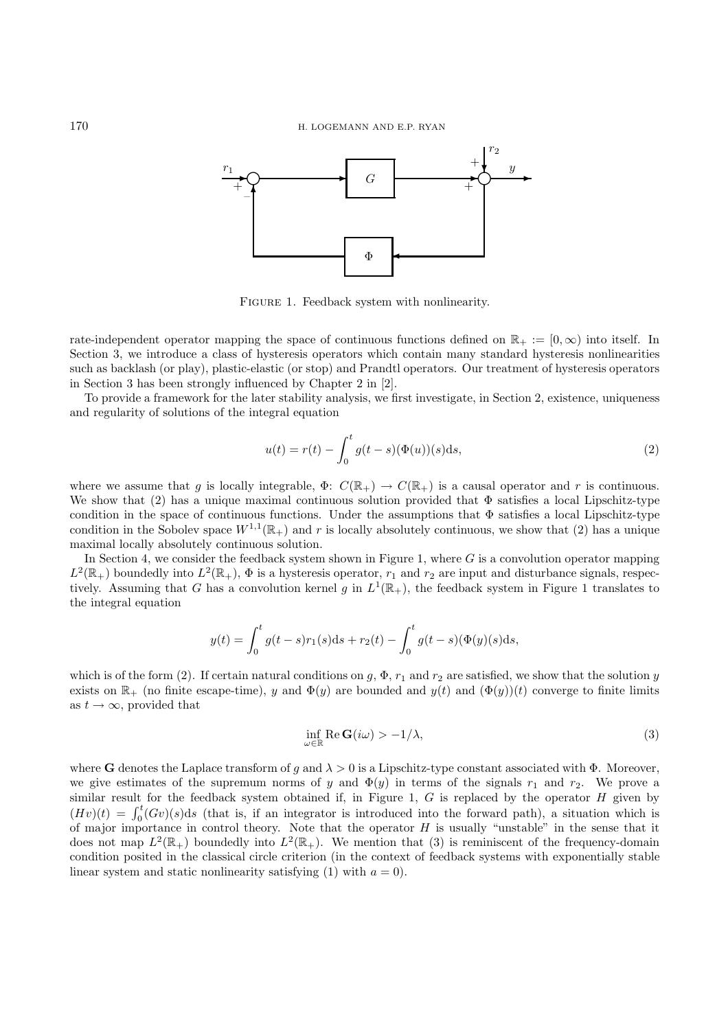FIGURE 1. Feedback system with nonlinearity.

rate-independent operator mapping the space of continuous functions defined on $\mathbb{R}_+ := [0, \infty)$ into itself. In Section 3, we introduce a class of hysteresis operators which contain many standard hysteresis nonlinearities such as backlash (or play), plastic-elastic (or stop) and Prandtl operators. Our treatment of hysteresis operators in Section 3 has been strongly influenced by Chapter 2 in [2].

To provide a framework for the later stability analysis, we first investigate, in Section 2, existence, uniqueness and regularity of solutions of the integral equation

$$u(t) = r(t) - \int_0^t g(t-s)(\Phi(u))(s)\mathrm{d}s, \tag{2}$$

where we assume that $g$ is locally integrable, $\Phi$: $C(\mathbb{R}_+) \to C(\mathbb{R}_+)$ is a causal operator and $r$ is continuous. We show that (2) has a unique maximal continuous solution provided that $\Phi$ satisfies a local Lipschitz-type condition in the space of continuous functions. Under the assumptions that $\Phi$ satisfies a local Lipschitz-type condition in the Sobolev space $W^{1,1}(\mathbb{R}_+)$ and $r$ is locally absolutely continuous, we show that (2) has a unique maximal locally absolutely continuous solution.

In Section 4, we consider the feedback system shown in Figure 1, where $G$ is a convolution operator mapping $L^2(\mathbb{R}_+)$ boundedly into $L^2(\mathbb{R}_+)$, $\Phi$ is a hysteresis operator, $r_1$ and $r_2$ are input and disturbance signals, respectively. Assuming that $G$ has a convolution kernel $g$ in $L^1(\mathbb{R}_+)$, the feedback system in Figure 1 translates to the integral equation

$$y(t) = \int_0^t g(t-s)r_1(s)\mathrm{d}s + r_2(t) - \int_0^t g(t-s)(\Phi(y)(s)\mathrm{d}s,$$

which is of the form (2). If certain natural conditions on $g$, $\Phi$, $r_1$ and $r_2$ are satisfied, we show that the solution $y$ exists on $\mathbb{R}_+$ (no finite escape-time), $y$ and $\Phi(y)$ are bounded and $y(t)$ and $(\Phi(y))(t)$ converge to finite limits as $t \to \infty$, provided that

$$\inf_{\omega \in \mathbb{R}} \operatorname{Re} \mathbf{G}(i\omega) > -1/\lambda, \tag{3}$$

where $\mathbf{G}$ denotes the Laplace transform of $g$ and $\lambda > 0$ is a Lipschitz-type constant associated with $\Phi$. Moreover, we give estimates of the supremum norms of $y$ and $\Phi(y)$ in terms of the signals $r_1$ and $r_2$. We prove a similar result for the feedback system obtained if, in Figure 1, $G$ is replaced by the operator $H$ given by $(Hv)(t) = \int_0^t (Gv)(s)\mathrm{d}s$ (that is, if an integrator is introduced into the forward path), a situation which is of major importance in control theory. Note that the operator $H$ is usually "unstable" in the sense that it does not map $L^2(\mathbb{R}_+)$ boundedly into $L^2(\mathbb{R}_+)$. We mention that (3) is reminiscent of the frequency-domain condition posited in the classical circle criterion (in the context of feedback systems with exponentially stable linear system and static nonlinearity satisfying (1) with $a = 0$).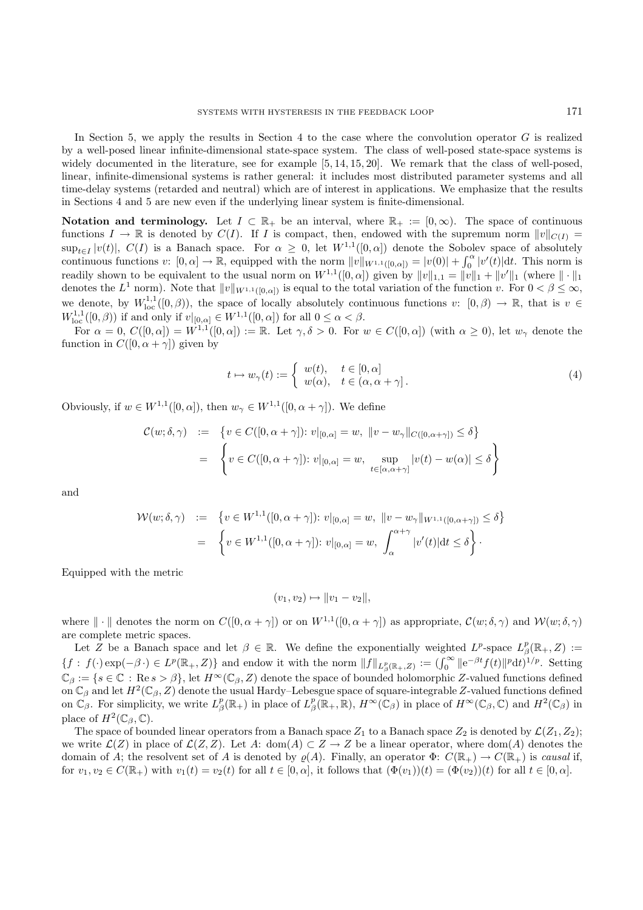In Section 5, we apply the results in Section 4 to the case where the convolution operator $G$ is realized by a well-posed linear infinite-dimensional state-space system. The class of well-posed state-space systems is widely documented in the literature, see for example [5, 14, 15, 20]. We remark that the class of well-posed, linear, infinite-dimensional systems is rather general: it includes most distributed parameter systems and all time-delay systems (retarded and neutral) which are of interest in applications. We emphasize that the results in Sections 4 and 5 are new even if the underlying linear system is finite-dimensional.

**Notation and terminology.** Let $I \subset \mathbb{R}_+$ be an interval, where $\mathbb{R}_+ := [0, \infty)$. The space of continuous functions $I \to \mathbb{R}$ is denoted by $C(I)$. If $I$ is compact, then, endowed with the supremum norm $\|v\|_{C(I)} = \sup_{t\in I} |v(t)|$, $C(I)$ is a Banach space. For $\alpha \geq 0$, let $W^{1,1}([0, \alpha])$ denote the Sobolev space of absolutely continuous functions $v\colon [0, \alpha] \to \mathbb{R}$, equipped with the norm $\|v\|_{W^{1,1}([0,\alpha])} = |v(0)| + \int_0^\alpha |v'(t)|\mathrm{d}t$. This norm is readily shown to be equivalent to the usual norm on $W^{1,1}([0, \alpha])$ given by $\|v\|_{1,1} = \|v\|_1 + \|v'\|_1$ (where $\|\cdot\|_1$ denotes the $L^1$ norm). Note that $\|v\|_{W^{1,1}([0,\alpha])}$ is equal to the total variation of the function $v$. For $0 < \beta \leq \infty$, we denote, by $W^{1,1}_{\mathrm{loc}}([0, \beta))$, the space of locally absolutely continuous functions $v\colon [0, \beta) \to \mathbb{R}$, that is $v \in W^{1,1}_{\mathrm{loc}}([0, \beta))$ if and only if $v|_{[0,\alpha]} \in W^{1,1}([0, \alpha])$ for all $0 \leq \alpha < \beta$.

For $\alpha = 0$, $C([0, \alpha]) = W^{1,1}([0, \alpha]) := \mathbb{R}$. Let $\gamma, \delta > 0$. For $w \in C([0, \alpha])$ (with $\alpha \geq 0$), let $w_\gamma$ denote the function in $C([0, \alpha + \gamma])$ given by

$$
t \mapsto w_\gamma(t) := \begin{cases} w(t), & t \in [0, \alpha] \\ w(\alpha), & t \in (\alpha, \alpha + \gamma] \,. \end{cases} \tag{4}
$$

Obviously, if $w \in W^{1,1}([0, \alpha])$, then $w_\gamma \in W^{1,1}([0, \alpha + \gamma])$. We define

$$
\begin{aligned}
\mathcal{C}(w; \delta, \gamma) &:= \left\{ v \in C([0, \alpha + \gamma])\colon v|_{[0,\alpha]} = w,\ \|v - w_\gamma\|_{C([0,\alpha+\gamma])} \leq \delta \right\} \\
&= \left\{ v \in C([0, \alpha + \gamma])\colon v|_{[0,\alpha]} = w,\ \sup_{t\in[\alpha,\alpha+\gamma]} |v(t) - w(\alpha)| \leq \delta \right\}
\end{aligned}
$$

and

$$
\begin{aligned}
\mathcal{W}(w; \delta, \gamma) &:= \left\{ v \in W^{1,1}([0, \alpha + \gamma])\colon v|_{[0,\alpha]} = w,\ \|v - w_\gamma\|_{W^{1,1}([0,\alpha+\gamma])} \leq \delta \right\} \\
&= \left\{ v \in W^{1,1}([0, \alpha + \gamma])\colon v|_{[0,\alpha]} = w,\ \int_\alpha^{\alpha+\gamma} |v'(t)|\mathrm{d}t \leq \delta \right\} \cdot
\end{aligned}
$$

Equipped with the metric

$$
(v_1, v_2) \mapsto \|v_1 - v_2\|,
$$

where $\|\cdot\|$ denotes the norm on $C([0, \alpha + \gamma])$ or on $W^{1,1}([0, \alpha + \gamma])$ as appropriate, $\mathcal{C}(w; \delta, \gamma)$ and $\mathcal{W}(w; \delta, \gamma)$ are complete metric spaces.

Let $Z$ be a Banach space and let $\beta \in \mathbb{R}$. We define the exponentially weighted $L^p$-space $L^p_\beta(\mathbb{R}_+, Z) := \{f : f(\cdot)\exp(-\beta\,\cdot) \in L^p(\mathbb{R}_+, Z)\}$ and endow it with the norm $\|f\|_{L^p_\beta(\mathbb{R}_+,Z)} := (\int_0^\infty \|\mathrm{e}^{-\beta t} f(t)\|^p \mathrm{d}t)^{1/p}$. Setting $\mathbb{C}_\beta := \{s \in \mathbb{C} : \operatorname{Re} s > \beta\}$, let $H^\infty(\mathbb{C}_\beta, Z)$ denote the space of bounded holomorphic $Z$-valued functions defined on $\mathbb{C}_\beta$ and let $H^2(\mathbb{C}_\beta, Z)$ denote the usual Hardy–Lebesgue space of square-integrable $Z$-valued functions defined on $\mathbb{C}_\beta$. For simplicity, we write $L^p_\beta(\mathbb{R}_+)$ in place of $L^p_\beta(\mathbb{R}_+, \mathbb{R})$, $H^\infty(\mathbb{C}_\beta)$ in place of $H^\infty(\mathbb{C}_\beta, \mathbb{C})$ and $H^2(\mathbb{C}_\beta)$ in place of $H^2(\mathbb{C}_\beta, \mathbb{C})$.

The space of bounded linear operators from a Banach space $Z_1$ to a Banach space $Z_2$ is denoted by $\mathcal{L}(Z_1, Z_2)$; we write $\mathcal{L}(Z)$ in place of $\mathcal{L}(Z, Z)$. Let $A\colon \operatorname{dom}(A) \subset Z \to Z$ be a linear operator, where $\operatorname{dom}(A)$ denotes the domain of $A$; the resolvent set of $A$ is denoted by $\varrho(A)$. Finally, an operator $\Phi\colon C(\mathbb{R}_+) \to C(\mathbb{R}_+)$ is *causal* if, for $v_1, v_2 \in C(\mathbb{R}_+)$ with $v_1(t) = v_2(t)$ for all $t \in [0, \alpha]$, it follows that $(\Phi(v_1))(t) = (\Phi(v_2))(t)$ for all $t \in [0, \alpha]$.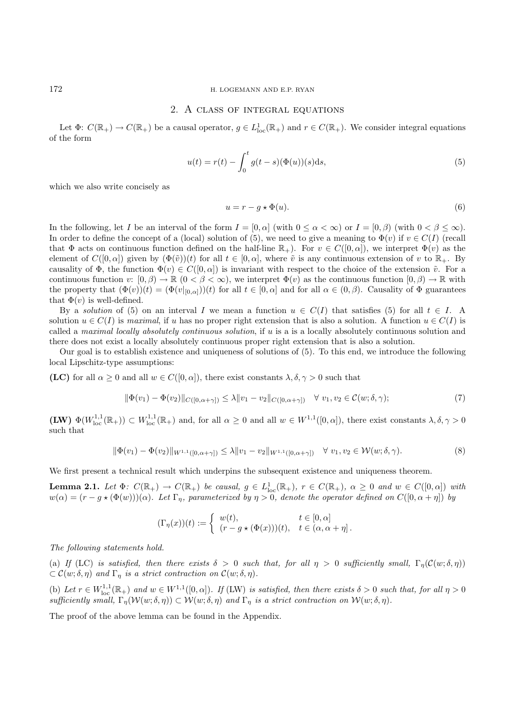## 2. A class of integral equations

Let $\Phi\colon C(\mathbb{R}_+) \to C(\mathbb{R}_+)$ be a causal operator, $g \in L^1_{\text{loc}}(\mathbb{R}_+)$ and $r \in C(\mathbb{R}_+)$. We consider integral equations of the form

$$u(t) = r(t) - \int_0^t g(t-s)(\Phi(u))(s)\mathrm{d}s, \tag{5}$$

which we also write concisely as

$$u = r - g \star \Phi(u). \tag{6}$$

In the following, let $I$ be an interval of the form $I = [0, \alpha]$ (with $0 \leq \alpha < \infty$) or $I = [0, \beta)$ (with $0 < \beta \leq \infty$). In order to define the concept of a (local) solution of (5), we need to give a meaning to $\Phi(v)$ if $v \in C(I)$ (recall that $\Phi$ acts on continuous function defined on the half-line $\mathbb{R}_+$). For $v \in C([0,\alpha])$, we interpret $\Phi(v)$ as the element of $C([0,\alpha])$ given by $(\Phi(\tilde{v}))(t)$ for all $t \in [0,\alpha]$, where $\tilde{v}$ is any continuous extension of $v$ to $\mathbb{R}_+$. By causality of $\Phi$, the function $\Phi(v) \in C([0,\alpha])$ is invariant with respect to the choice of the extension $\tilde{v}$. For a continuous function $v\colon [0,\beta) \to \mathbb{R}$ $(0 < \beta < \infty)$, we interpret $\Phi(v)$ as the continuous function $[0,\beta) \to \mathbb{R}$ with the property that $(\Phi(v))(t) = (\Phi(v|_{[0,\alpha]}))(t)$ for all $t \in [0,\alpha]$ and for all $\alpha \in (0,\beta)$. Causality of $\Phi$ guarantees that $\Phi(v)$ is well-defined.

By a *solution* of (5) on an interval $I$ we mean a function $u \in C(I)$ that satisfies (5) for all $t \in I$. A solution $u \in C(I)$ is *maximal*, if $u$ has no proper right extension that is also a solution. A function $u \in C(I)$ is called a *maximal locally absolutely continuous solution*, if $u$ is a is a locally absolutely continuous solution and there does not exist a locally absolutely continuous proper right extension that is also a solution.

Our goal is to establish existence and uniqueness of solutions of (5). To this end, we introduce the following local Lipschitz-type assumptions:

**(LC)** for all $\alpha \geq 0$ and all $w \in C([0,\alpha])$, there exist constants $\lambda, \delta, \gamma > 0$ such that

$$\|\Phi(v_1) - \Phi(v_2)\|_{C([0,\alpha+\gamma])} \leq \lambda \|v_1 - v_2\|_{C([0,\alpha+\gamma])} \quad \forall\ v_1, v_2 \in \mathcal{C}(w;\delta,\gamma); \tag{7}$$

**(LW)** $\Phi(W^{1,1}_{\text{loc}}(\mathbb{R}_+)) \subset W^{1,1}_{\text{loc}}(\mathbb{R}_+)$ and, for all $\alpha \geq 0$ and all $w \in W^{1,1}([0,\alpha])$, there exist constants $\lambda, \delta, \gamma > 0$ such that

$$\|\Phi(v_1) - \Phi(v_2)\|_{W^{1,1}([0,\alpha+\gamma])} \leq \lambda \|v_1 - v_2\|_{W^{1,1}([0,\alpha+\gamma])} \quad \forall\ v_1, v_2 \in \mathcal{W}(w;\delta,\gamma). \tag{8}$$

We first present a technical result which underpins the subsequent existence and uniqueness theorem.

**Lemma 2.1.** *Let $\Phi\colon C(\mathbb{R}_+) \to C(\mathbb{R}_+)$ be causal, $g \in L^1_{\text{loc}}(\mathbb{R}_+)$, $r \in C(\mathbb{R}_+)$, $\alpha \geq 0$ and $w \in C([0,\alpha])$ with $w(\alpha) = (r - g \star (\Phi(w)))(\alpha)$. Let $\Gamma_\eta$, parameterized by $\eta > 0$, denote the operator defined on $C([0,\alpha+\eta])$ by*

$$(\Gamma_\eta(x))(t) := \begin{cases} w(t), & t \in [0,\alpha] \\ (r - g \star (\Phi(x)))(t), & t \in (\alpha, \alpha+\eta]. \end{cases}$$

*The following statements hold.*

(a) *If* (LC) *is satisfied, then there exists $\delta > 0$ such that, for all $\eta > 0$ sufficiently small, $\Gamma_\eta(\mathcal{C}(w;\delta,\eta)) \subset \mathcal{C}(w;\delta,\eta)$ and $\Gamma_\eta$ is a strict contraction on $\mathcal{C}(w;\delta,\eta)$.*

(b) *Let $r \in W^{1,1}_{\text{loc}}(\mathbb{R}_+)$ and $w \in W^{1,1}([0,\alpha])$. If* (LW) *is satisfied, then there exists $\delta > 0$ such that, for all $\eta > 0$ sufficiently small, $\Gamma_\eta(\mathcal{W}(w;\delta,\eta)) \subset \mathcal{W}(w;\delta,\eta)$ and $\Gamma_\eta$ is a strict contraction on $\mathcal{W}(w;\delta,\eta)$.*

The proof of the above lemma can be found in the Appendix.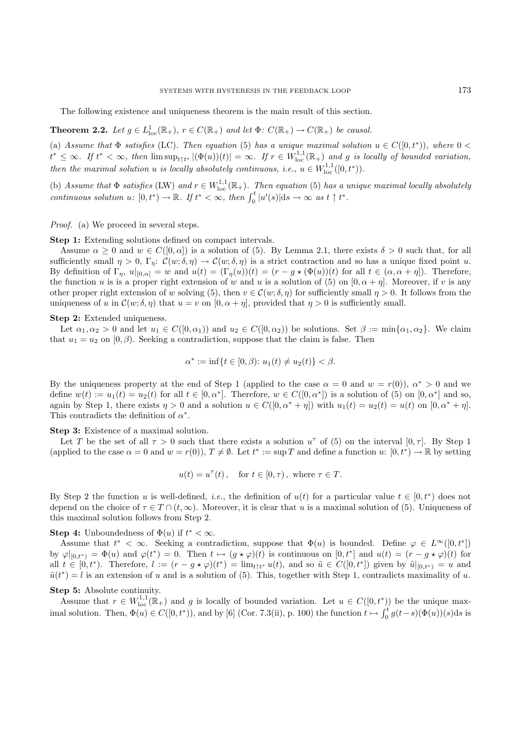The following existence and uniqueness theorem is the main result of this section.

**Theorem 2.2.** *Let $g \in L^1_{\rm loc}(\mathbb{R}_+)$, $r \in C(\mathbb{R}_+)$ and let $\Phi\colon C(\mathbb{R}_+) \to C(\mathbb{R}_+)$ be causal.*

(a) *Assume that $\Phi$ satisfies* (LC). *Then equation* (5) *has a unique maximal solution $u \in C([0,t^*))$, where $0 < t^* \leq \infty$. If $t^* < \infty$, then $\limsup_{t\uparrow t^*} |(\Phi(u))(t)| = \infty$. If $r \in W^{1,1}_{\rm loc}(\mathbb{R}_+)$ and $g$ is locally of bounded variation, then the maximal solution $u$ is locally absolutely continuous, i.e., $u \in W^{1,1}_{\rm loc}([0,t^*))$.*

(b) *Assume that $\Phi$ satisfies* (LW) *and $r \in W^{1,1}_{\rm loc}(\mathbb{R}_+)$. Then equation* (5) *has a unique maximal locally absolutely continuous solution $u\colon [0,t^*) \to \mathbb{R}$. If $t^* < \infty$, then $\int_0^t |u'(s)|{\rm d}s \to \infty$ as $t \uparrow t^*$.*

*Proof.* (a) We proceed in several steps.

**Step 1:** Extending solutions defined on compact intervals.

Assume $\alpha \geq 0$ and $w \in C([0,\alpha])$ is a solution of (5). By Lemma 2.1, there exists $\delta > 0$ such that, for all sufficiently small $\eta > 0$, $\Gamma_\eta\colon \mathcal{C}(w;\delta,\eta) \to \mathcal{C}(w;\delta,\eta)$ is a strict contraction and so has a unique fixed point $u$. By definition of $\Gamma_\eta$, $u|_{[0,\alpha]} = w$ and $u(t) = (\Gamma_\eta(u))(t) = (r - g \star (\Phi(u))(t)$ for all $t \in (\alpha, \alpha+\eta])$. Therefore, the function $u$ is is a proper right extension of $w$ and $u$ is a solution of (5) on $[0,\alpha+\eta]$. Moreover, if $v$ is any other proper right extension of $w$ solving (5), then $v \in \mathcal{C}(w;\delta,\eta)$ for sufficiently small $\eta > 0$. It follows from the uniqueness of $u$ in $\mathcal{C}(w;\delta,\eta)$ that $u = v$ on $[0,\alpha+\eta]$, provided that $\eta > 0$ is sufficiently small.

**Step 2:** Extended uniqueness.

Let $\alpha_1, \alpha_2 > 0$ and let $u_1 \in C([0,\alpha_1))$ and $u_2 \in C([0,\alpha_2))$ be solutions. Set $\beta := \min\{\alpha_1,\alpha_2\}$. We claim that $u_1 = u_2$ on $[0,\beta)$. Seeking a contradiction, suppose that the claim is false. Then

$$\alpha^* := \inf\{t \in [0,\beta)\colon u_1(t) \neq u_2(t)\} < \beta.$$

By the uniqueness property at the end of Step 1 (applied to the case $\alpha = 0$ and $w = r(0)$), $\alpha^* > 0$ and we define $w(t) := u_1(t) = u_2(t)$ for all $t \in [0,\alpha^*]$. Therefore, $w \in C([0,\alpha^*])$ is a solution of (5) on $[0,\alpha^*]$ and so, again by Step 1, there exists $\eta > 0$ and a solution $u \in C([0,\alpha^*+\eta])$ with $u_1(t) = u_2(t) = u(t)$ on $[0,\alpha^*+\eta]$. This contradicts the definition of $\alpha^*$.

**Step 3:** Existence of a maximal solution.

Let $T$ be the set of all $\tau > 0$ such that there exists a solution $u^\tau$ of (5) on the interval $[0,\tau]$. By Step 1 (applied to the case $\alpha = 0$ and $w = r(0)$), $T \neq \emptyset$. Let $t^* := \sup T$ and define a function $u\colon [0,t^*) \to \mathbb{R}$ by setting

$$u(t) = u^\tau(t)\,, \quad \text{for } t \in [0,\tau)\,, \text{ where } \tau \in T.$$

By Step 2 the function $u$ is well-defined, *i.e.*, the definition of $u(t)$ for a particular value $t \in [0,t^*)$ does not depend on the choice of $\tau \in T \cap (t,\infty)$. Moreover, it is clear that $u$ is a maximal solution of (5). Uniqueness of this maximal solution follows from Step 2.

**Step 4:** Unboundedness of $\Phi(u)$ if $t^* < \infty$.

Assume that $t^* < \infty$. Seeking a contradiction, suppose that $\Phi(u)$ is bounded. Define $\varphi \in L^\infty([0,t^*])$ by $\varphi|_{[0,t^*)} = \Phi(u)$ and $\varphi(t^*) = 0$. Then $t \mapsto (g \star \varphi)(t)$ is continuous on $[0,t^*]$ and $u(t) = (r - g \star \varphi)(t)$ for all $t \in [0,t^*)$. Therefore, $l := (r - g \star \varphi)(t^*) = \lim_{t\uparrow t^*} u(t)$, and so $\tilde{u} \in C([0,t^*])$ given by $\tilde{u}|_{[0,t^*)} = u$ and $\tilde{u}(t^*) = l$ is an extension of $u$ and is a solution of (5). This, together with Step 1, contradicts maximality of $u$.

**Step 5:** Absolute continuity.

Assume that $r \in W^{1,1}_{\rm loc}(\mathbb{R}_+)$ and $g$ is locally of bounded variation. Let $u \in C([0,t^*))$ be the unique maximal solution. Then, $\Phi(u) \in C([0,t^*))$, and by [6] (Cor. 7.3(ii), p. 100) the function $t \mapsto \int_0^t g(t-s)(\Phi(u))(s){\rm d}s$ is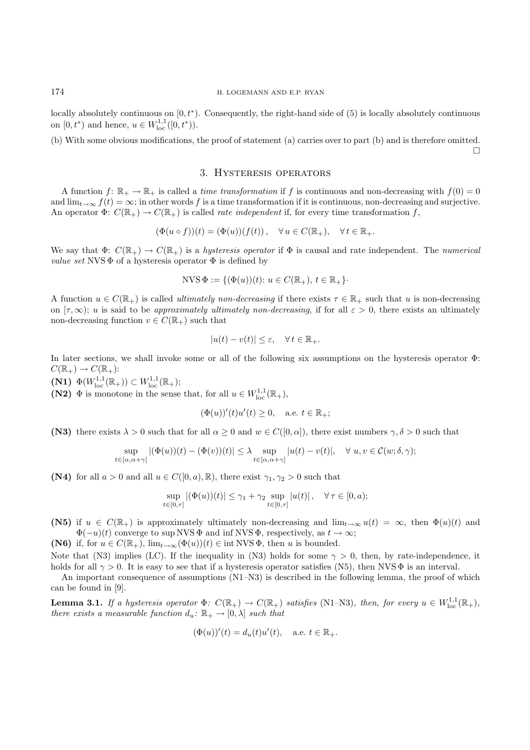locally absolutely continuous on $[0, t^*)$. Consequently, the right-hand side of (5) is locally absolutely continuous on $[0, t^*)$ and hence, $u \in W^{1,1}_{\rm loc}([0, t^*))$.

(b) With some obvious modifications, the proof of statement (a) carries over to part (b) and is therefore omitted. □

## 3. Hysteresis operators

A function $f\colon \mathbb{R}_+ \to \mathbb{R}_+$ is called a *time transformation* if $f$ is continuous and non-decreasing with $f(0) = 0$ and $\lim_{t\to\infty} f(t) = \infty$; in other words $f$ is a time transformation if it is continuous, non-decreasing and surjective. An operator $\Phi\colon C(\mathbb{R}_+) \to C(\mathbb{R}_+)$ is called *rate independent* if, for every time transformation $f$,

$$(\Phi(u \circ f))(t) = (\Phi(u))(f(t)), \quad \forall\, u \in C(\mathbb{R}_+), \quad \forall\, t \in \mathbb{R}_+.$$

We say that $\Phi\colon C(\mathbb{R}_+) \to C(\mathbb{R}_+)$ is a *hysteresis operator* if $\Phi$ is causal and rate independent. The *numerical value set* $\operatorname{NVS}\Phi$ of a hysteresis operator $\Phi$ is defined by

$$\operatorname{NVS}\Phi := \{(\Phi(u))(t)\colon u \in C(\mathbb{R}_+),\ t \in \mathbb{R}_+\}\cdot$$

A function $u \in C(\mathbb{R}_+)$ is called *ultimately non-decreasing* if there exists $\tau \in \mathbb{R}_+$ such that $u$ is non-decreasing on $[\tau, \infty)$; $u$ is said to be *approximately ultimately non-decreasing*, if for all $\varepsilon > 0$, there exists an ultimately non-decreasing function $v \in C(\mathbb{R}_+)$ such that

$$|u(t) - v(t)| \le \varepsilon, \quad \forall\, t \in \mathbb{R}_+.$$

In later sections, we shall invoke some or all of the following six assumptions on the hysteresis operator $\Phi$: $C(\mathbb{R}_+) \to C(\mathbb{R}_+)$:

**(N1)** $\Phi(W^{1,1}_{\rm loc}(\mathbb{R}_+)) \subset W^{1,1}_{\rm loc}(\mathbb{R}_+)$;

**(N2)** $\Phi$ is monotone in the sense that, for all $u \in W^{1,1}_{\rm loc}(\mathbb{R}_+)$,

$$(\Phi(u))'(t)u'(t) \ge 0, \quad \text{a.e. } t \in \mathbb{R}_+;$$

**(N3)** there exists $\lambda > 0$ such that for all $\alpha \ge 0$ and $w \in C([0, \alpha])$, there exist numbers $\gamma, \delta > 0$ such that

$$\sup_{t\in[\alpha,\alpha+\gamma]} |(\Phi(u))(t) - (\Phi(v))(t)| \le \lambda \sup_{t\in[\alpha,\alpha+\gamma]} |u(t) - v(t)|, \quad \forall\, u, v \in \mathcal{C}(w; \delta, \gamma);$$

**(N4)** for all $a > 0$ and all $u \in C([0, a), \mathbb{R})$, there exist $\gamma_1, \gamma_2 > 0$ such that

$$\sup_{t\in[0,\tau]} |(\Phi(u))(t)| \le \gamma_1 + \gamma_2 \sup_{t\in[0,\tau]} |u(t)|, \quad \forall\, \tau \in [0, a);$$

**(N5)** if $u \in C(\mathbb{R}_+)$ is approximately ultimately non-decreasing and $\lim_{t\to\infty} u(t) = \infty$, then $\Phi(u)(t)$ and $\Phi(-u)(t)$ converge to $\sup \operatorname{NVS}\Phi$ and $\inf \operatorname{NVS}\Phi$, respectively, as $t \to \infty$;

**(N6)** if, for $u \in C(\mathbb{R}_+)$, $\lim_{t\to\infty}(\Phi(u))(t) \in \operatorname{int}\operatorname{NVS}\Phi$, then $u$ is bounded.

Note that (N3) implies (LC). If the inequality in (N3) holds for some $\gamma > 0$, then, by rate-independence, it holds for all $\gamma > 0$. It is easy to see that if a hysteresis operator satisfies (N5), then $\operatorname{NVS}\Phi$ is an interval.

An important consequence of assumptions (N1–N3) is described in the following lemma, the proof of which can be found in [9].

**Lemma 3.1.** *If a hysteresis operator $\Phi\colon C(\mathbb{R}_+) \to C(\mathbb{R}_+)$ satisfies (N1–N3), then, for every $u \in W^{1,1}_{\rm loc}(\mathbb{R}_+)$, there exists a measurable function $d_u\colon \mathbb{R}_+ \to [0, \lambda]$ such that*

$$(\Phi(u))'(t) = d_u(t)u'(t), \quad \text{a.e. } t \in \mathbb{R}_+.$$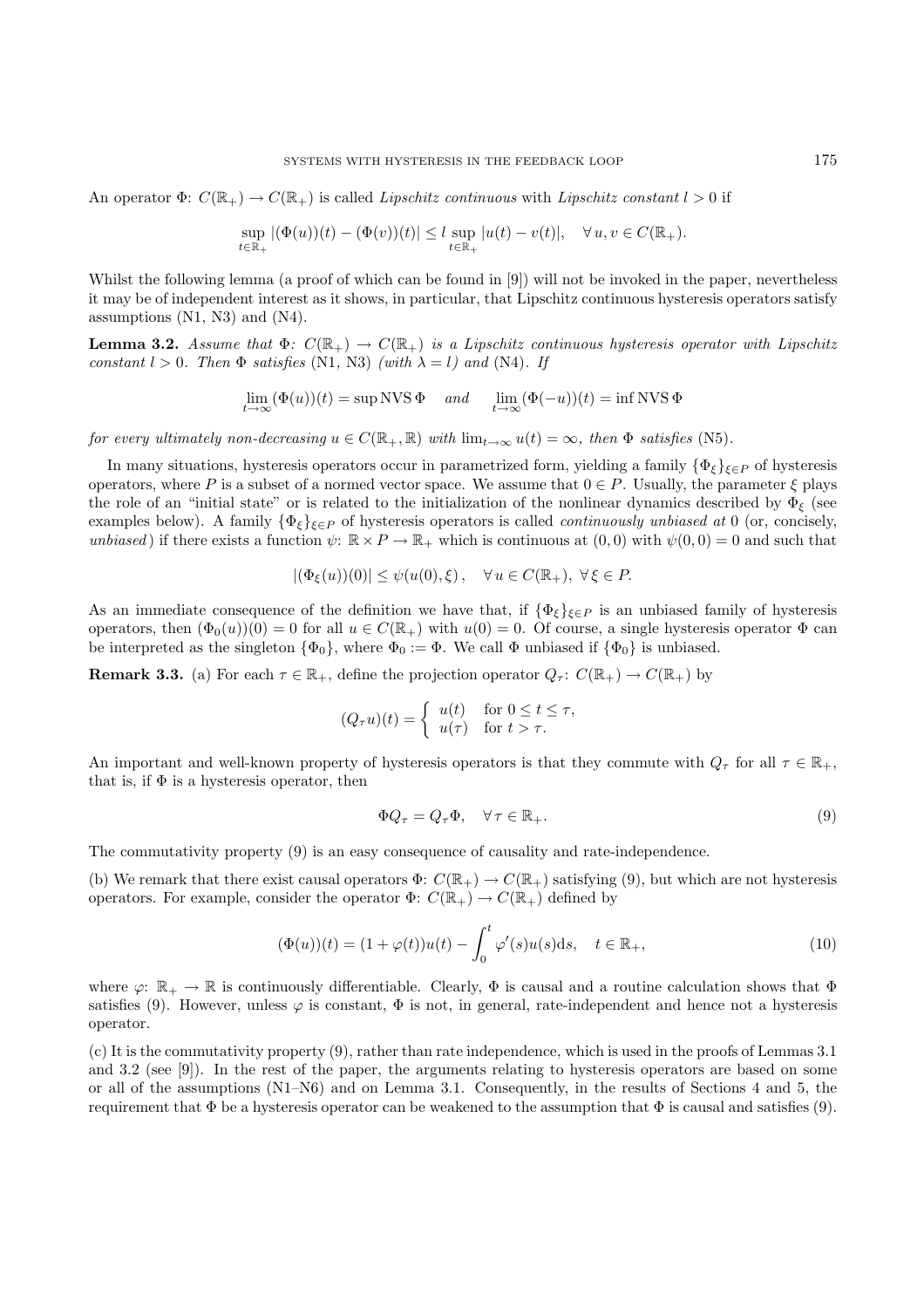An operator $\Phi\colon C(\mathbb{R}_+) \to C(\mathbb{R}_+)$ is called *Lipschitz continuous* with *Lipschitz constant* $l > 0$ if

$$\sup_{t\in\mathbb{R}_+} |(\Phi(u))(t) - (\Phi(v))(t)| \le l \sup_{t\in\mathbb{R}_+} |u(t) - v(t)|, \quad \forall\, u, v \in C(\mathbb{R}_+).$$

Whilst the following lemma (a proof of which can be found in [9]) will not be invoked in the paper, nevertheless it may be of independent interest as it shows, in particular, that Lipschitz continuous hysteresis operators satisfy assumptions (N1, N3) and (N4).

**Lemma 3.2.** *Assume that* $\Phi\colon C(\mathbb{R}_+) \to C(\mathbb{R}_+)$ *is a Lipschitz continuous hysteresis operator with Lipschitz constant* $l > 0$*. Then* $\Phi$ *satisfies* (N1, N3) *(with* $\lambda = l$*) and* (N4)*. If*

$$\lim_{t\to\infty} (\Phi(u))(t) = \sup \mathrm{NVS}\, \Phi \quad \textit{and} \quad \lim_{t\to\infty} (\Phi(-u))(t) = \inf \mathrm{NVS}\, \Phi$$

*for every ultimately non-decreasing* $u \in C(\mathbb{R}_+, \mathbb{R})$ *with* $\lim_{t\to\infty} u(t) = \infty$*, then* $\Phi$ *satisfies* (N5)*.*

In many situations, hysteresis operators occur in parametrized form, yielding a family $\{\Phi_\xi\}_{\xi\in P}$ of hysteresis operators, where $P$ is a subset of a normed vector space. We assume that $0 \in P$. Usually, the parameter $\xi$ plays the role of an "initial state" or is related to the initialization of the nonlinear dynamics described by $\Phi_\xi$ (see examples below). A family $\{\Phi_\xi\}_{\xi\in P}$ of hysteresis operators is called *continuously unbiased at* 0 (or, concisely, *unbiased*) if there exists a function $\psi\colon \mathbb{R} \times P \to \mathbb{R}_+$ which is continuous at $(0, 0)$ with $\psi(0, 0) = 0$ and such that

$$|(\Phi_\xi(u))(0)| \le \psi(u(0), \xi)\,, \quad \forall\, u \in C(\mathbb{R}_+),\ \forall\, \xi \in P.$$

As an immediate consequence of the definition we have that, if $\{\Phi_\xi\}_{\xi\in P}$ is an unbiased family of hysteresis operators, then $(\Phi_0(u))(0) = 0$ for all $u \in C(\mathbb{R}_+)$ with $u(0) = 0$. Of course, a single hysteresis operator $\Phi$ can be interpreted as the singleton $\{\Phi_0\}$, where $\Phi_0 := \Phi$. We call $\Phi$ unbiased if $\{\Phi_0\}$ is unbiased.

**Remark 3.3.** (a) For each $\tau \in \mathbb{R}_+$, define the projection operator $Q_\tau\colon C(\mathbb{R}_+) \to C(\mathbb{R}_+)$ by

$$(Q_\tau u)(t) = \begin{cases} u(t) & \text{for } 0 \le t \le \tau, \\ u(\tau) & \text{for } t > \tau. \end{cases}$$

An important and well-known property of hysteresis operators is that they commute with $Q_\tau$ for all $\tau \in \mathbb{R}_+$, that is, if $\Phi$ is a hysteresis operator, then

$$\Phi Q_\tau = Q_\tau \Phi, \quad \forall\, \tau \in \mathbb{R}_+. \tag{9}$$

The commutativity property (9) is an easy consequence of causality and rate-independence.

(b) We remark that there exist causal operators $\Phi\colon C(\mathbb{R}_+) \to C(\mathbb{R}_+)$ satisfying (9), but which are not hysteresis operators. For example, consider the operator $\Phi\colon C(\mathbb{R}_+) \to C(\mathbb{R}_+)$ defined by

$$(\Phi(u))(t) = (1 + \varphi(t))u(t) - \int_0^t \varphi'(s)u(s)\mathrm{d}s, \quad t \in \mathbb{R}_+, \tag{10}$$

where $\varphi\colon \mathbb{R}_+ \to \mathbb{R}$ is continuously differentiable. Clearly, $\Phi$ is causal and a routine calculation shows that $\Phi$ satisfies (9). However, unless $\varphi$ is constant, $\Phi$ is not, in general, rate-independent and hence not a hysteresis operator.

(c) It is the commutativity property (9), rather than rate independence, which is used in the proofs of Lemmas 3.1 and 3.2 (see [9]). In the rest of the paper, the arguments relating to hysteresis operators are based on some or all of the assumptions (N1–N6) and on Lemma 3.1. Consequently, in the results of Sections 4 and 5, the requirement that $\Phi$ be a hysteresis operator can be weakened to the assumption that $\Phi$ is causal and satisfies (9).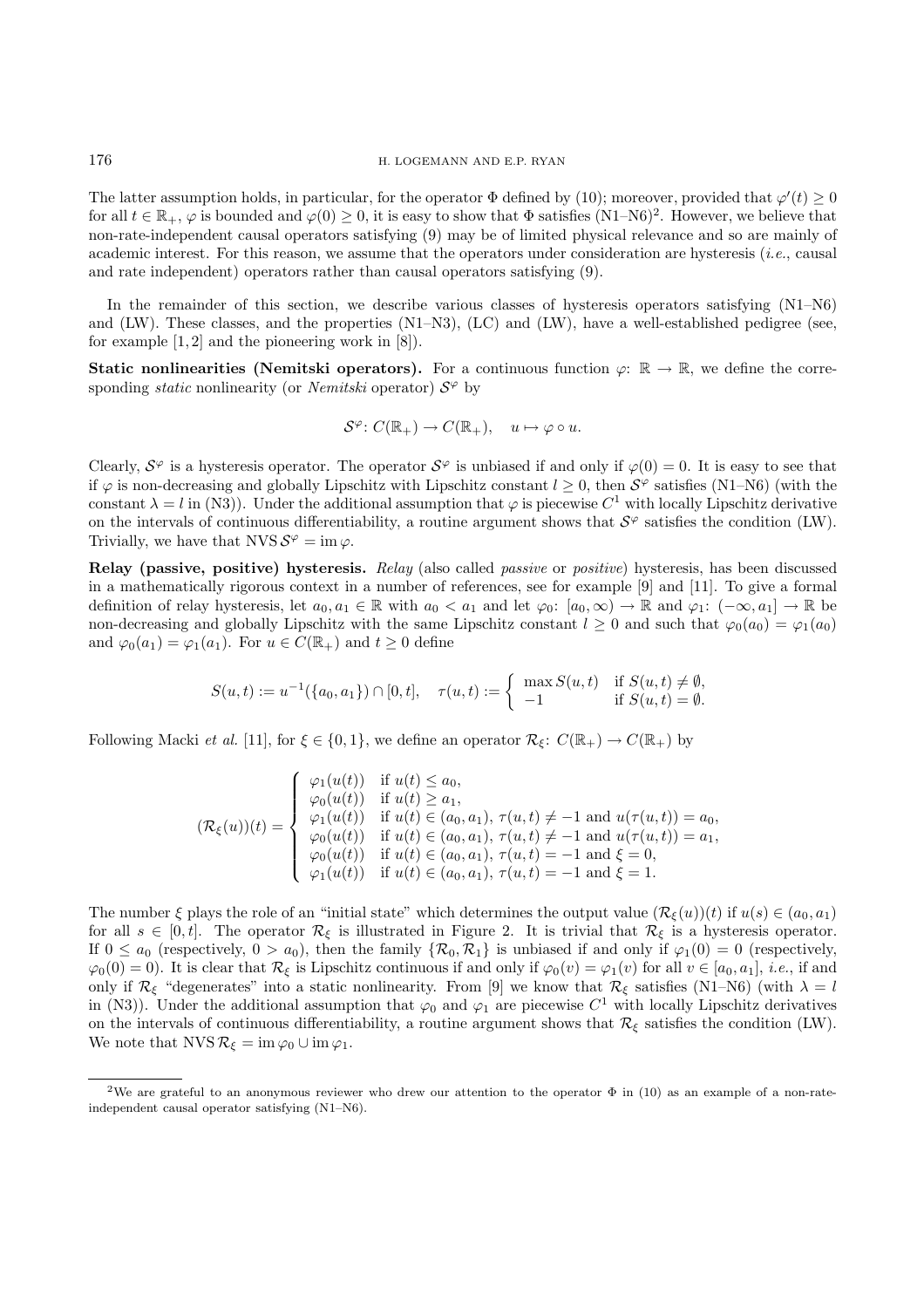The latter assumption holds, in particular, for the operator $\Phi$ defined by (10); moreover, provided that $\varphi'(t) \geq 0$ for all $t \in \mathbb{R}_+$, $\varphi$ is bounded and $\varphi(0) \geq 0$, it is easy to show that $\Phi$ satisfies (N1–N6)[2]. However, we believe that non-rate-independent causal operators satisfying (9) may be of limited physical relevance and so are mainly of academic interest. For this reason, we assume that the operators under consideration are hysteresis (*i.e.*, causal and rate independent) operators rather than causal operators satisfying (9).

In the remainder of this section, we describe various classes of hysteresis operators satisfying (N1–N6) and (LW). These classes, and the properties (N1–N3), (LC) and (LW), have a well-established pedigree (see, for example [1, 2] and the pioneering work in [8]).

**Static nonlinearities (Nemitski operators).** For a continuous function $\varphi\colon \mathbb{R} \to \mathbb{R}$, we define the corresponding *static* nonlinearity (or *Nemitski* operator) $\mathcal{S}^\varphi$ by

$$\mathcal{S}^\varphi\colon C(\mathbb{R}_+) \to C(\mathbb{R}_+), \quad u \mapsto \varphi \circ u.$$

Clearly, $\mathcal{S}^\varphi$ is a hysteresis operator. The operator $\mathcal{S}^\varphi$ is unbiased if and only if $\varphi(0) = 0$. It is easy to see that if $\varphi$ is non-decreasing and globally Lipschitz with Lipschitz constant $l \geq 0$, then $\mathcal{S}^\varphi$ satisfies (N1–N6) (with the constant $\lambda = l$ in (N3)). Under the additional assumption that $\varphi$ is piecewise $C^1$ with locally Lipschitz derivative on the intervals of continuous differentiability, a routine argument shows that $\mathcal{S}^\varphi$ satisfies the condition (LW). Trivially, we have that $\mathrm{NVS}\,\mathcal{S}^\varphi = \mathrm{im}\,\varphi$.

**Relay (passive, positive) hysteresis.** *Relay* (also called *passive* or *positive*) hysteresis, has been discussed in a mathematically rigorous context in a number of references, see for example [9] and [11]. To give a formal definition of relay hysteresis, let $a_0, a_1 \in \mathbb{R}$ with $a_0 < a_1$ and let $\varphi_0\colon [a_0, \infty) \to \mathbb{R}$ and $\varphi_1\colon (-\infty, a_1] \to \mathbb{R}$ be non-decreasing and globally Lipschitz with the same Lipschitz constant $l \geq 0$ and such that $\varphi_0(a_0) = \varphi_1(a_0)$ and $\varphi_0(a_1) = \varphi_1(a_1)$. For $u \in C(\mathbb{R}_+)$ and $t \geq 0$ define

$$S(u,t) := u^{-1}(\{a_0, a_1\}) \cap [0,t], \quad \tau(u,t) := \begin{cases} \max S(u,t) & \text{if } S(u,t) \neq \emptyset, \\ -1 & \text{if } S(u,t) = \emptyset. \end{cases}$$

Following Macki *et al.* [11], for $\xi \in \{0, 1\}$, we define an operator $\mathcal{R}_\xi\colon C(\mathbb{R}_+) \to C(\mathbb{R}_+)$ by

$$(\mathcal{R}_\xi(u))(t) = \begin{cases} \varphi_1(u(t)) & \text{if } u(t) \leq a_0, \\ \varphi_0(u(t)) & \text{if } u(t) \geq a_1, \\ \varphi_1(u(t)) & \text{if } u(t) \in (a_0, a_1),\ \tau(u,t) \neq -1 \text{ and } u(\tau(u,t)) = a_0, \\ \varphi_0(u(t)) & \text{if } u(t) \in (a_0, a_1),\ \tau(u,t) \neq -1 \text{ and } u(\tau(u,t)) = a_1, \\ \varphi_0(u(t)) & \text{if } u(t) \in (a_0, a_1),\ \tau(u,t) = -1 \text{ and } \xi = 0, \\ \varphi_1(u(t)) & \text{if } u(t) \in (a_0, a_1),\ \tau(u,t) = -1 \text{ and } \xi = 1. \end{cases}$$

The number $\xi$ plays the role of an "initial state" which determines the output value $(\mathcal{R}_\xi(u))(t)$ if $u(s) \in (a_0, a_1)$ for all $s \in [0, t]$. The operator $\mathcal{R}_\xi$ is illustrated in Figure 2. It is trivial that $\mathcal{R}_\xi$ is a hysteresis operator. If $0 \leq a_0$ (respectively, $0 > a_0$), then the family $\{\mathcal{R}_0, \mathcal{R}_1\}$ is unbiased if and only if $\varphi_1(0) = 0$ (respectively, $\varphi_0(0) = 0$). It is clear that $\mathcal{R}_\xi$ is Lipschitz continuous if and only if $\varphi_0(v) = \varphi_1(v)$ for all $v \in [a_0, a_1]$, *i.e.*, if and only if $\mathcal{R}_\xi$ "degenerates" into a static nonlinearity. From [9] we know that $\mathcal{R}_\xi$ satisfies (N1–N6) (with $\lambda = l$ in (N3)). Under the additional assumption that $\varphi_0$ and $\varphi_1$ are piecewise $C^1$ with locally Lipschitz derivatives on the intervals of continuous differentiability, a routine argument shows that $\mathcal{R}_\xi$ satisfies the condition (LW). We note that $\mathrm{NVS}\,\mathcal{R}_\xi = \mathrm{im}\,\varphi_0 \cup \mathrm{im}\,\varphi_1$.

[2]We are grateful to an anonymous reviewer who drew our attention to the operator $\Phi$ in (10) as an example of a non-rate-independent causal operator satisfying (N1–N6).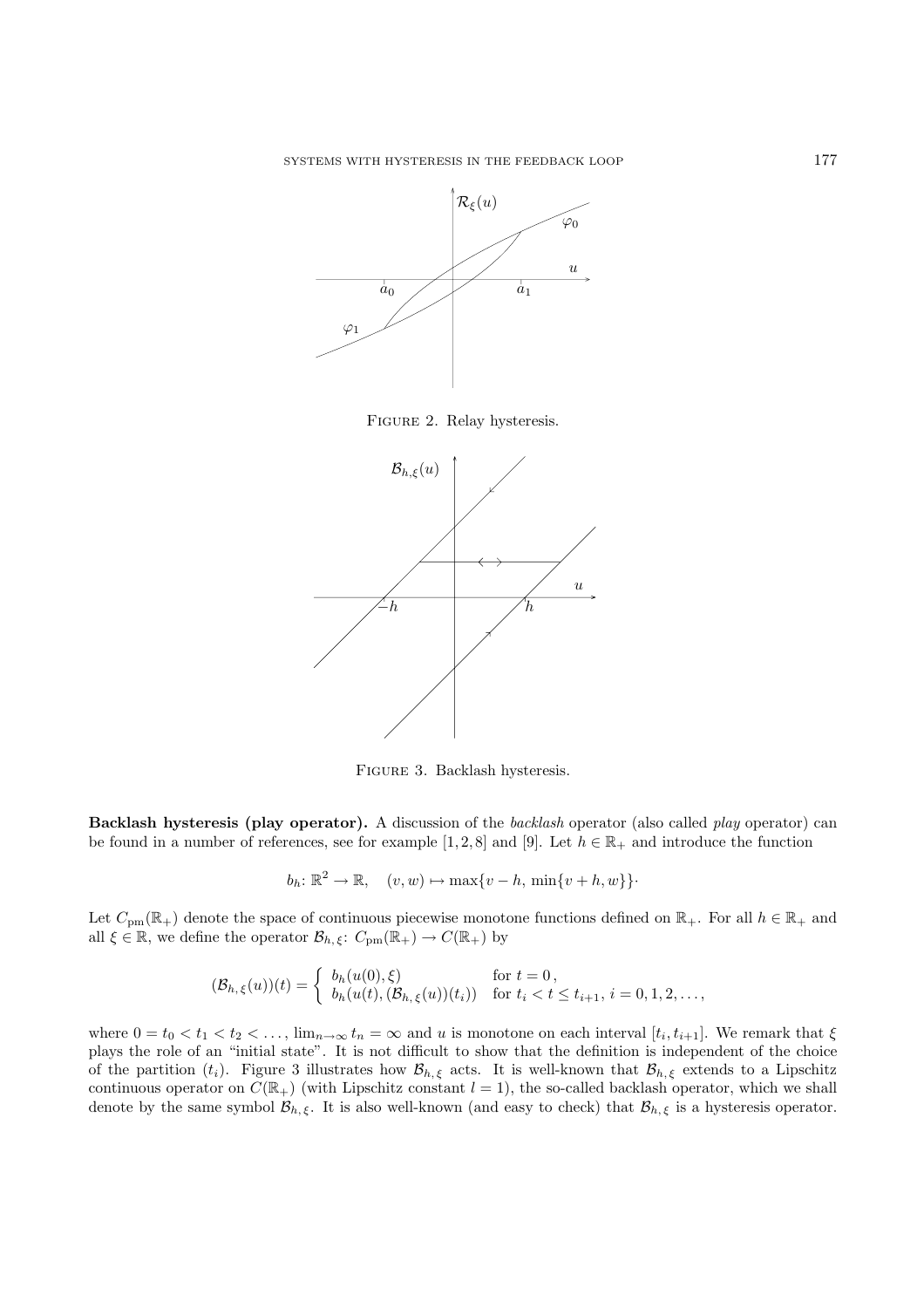Figure 2. Relay hysteresis.

Figure 3. Backlash hysteresis.

**Backlash hysteresis (play operator).** A discussion of the *backlash* operator (also called *play* operator) can be found in a number of references, see for example [1, 2, 8] and [9]. Let $h \in \mathbb{R}_+$ and introduce the function

$$b_h \colon \mathbb{R}^2 \to \mathbb{R}, \quad (v, w) \mapsto \max\{v - h, \, \min\{v + h, w\}\}\cdot$$

Let $C_{\mathrm{pm}}(\mathbb{R}_+)$ denote the space of continuous piecewise monotone functions defined on $\mathbb{R}_+$. For all $h \in \mathbb{R}_+$ and all $\xi \in \mathbb{R}$, we define the operator $\mathcal{B}_{h,\,\xi} \colon C_{\mathrm{pm}}(\mathbb{R}_+) \to C(\mathbb{R}_+)$ by

$$(\mathcal{B}_{h,\,\xi}(u))(t) = \begin{cases} b_h(u(0), \xi) & \text{for } t = 0\,, \\ b_h(u(t), (\mathcal{B}_{h,\,\xi}(u))(t_i)) & \text{for } t_i < t \le t_{i+1},\ i = 0, 1, 2, \ldots, \end{cases}$$

where $0 = t_0 < t_1 < t_2 < \ldots$, $\lim_{n\to\infty} t_n = \infty$ and $u$ is monotone on each interval $[t_i, t_{i+1}]$. We remark that $\xi$ plays the role of an "initial state". It is not difficult to show that the definition is independent of the choice of the partition $(t_i)$. Figure 3 illustrates how $\mathcal{B}_{h,\,\xi}$ acts. It is well-known that $\mathcal{B}_{h,\,\xi}$ extends to a Lipschitz continuous operator on $C(\mathbb{R}_+)$ (with Lipschitz constant $l = 1$), the so-called backlash operator, which we shall denote by the same symbol $\mathcal{B}_{h,\,\xi}$. It is also well-known (and easy to check) that $\mathcal{B}_{h,\,\xi}$ is a hysteresis operator.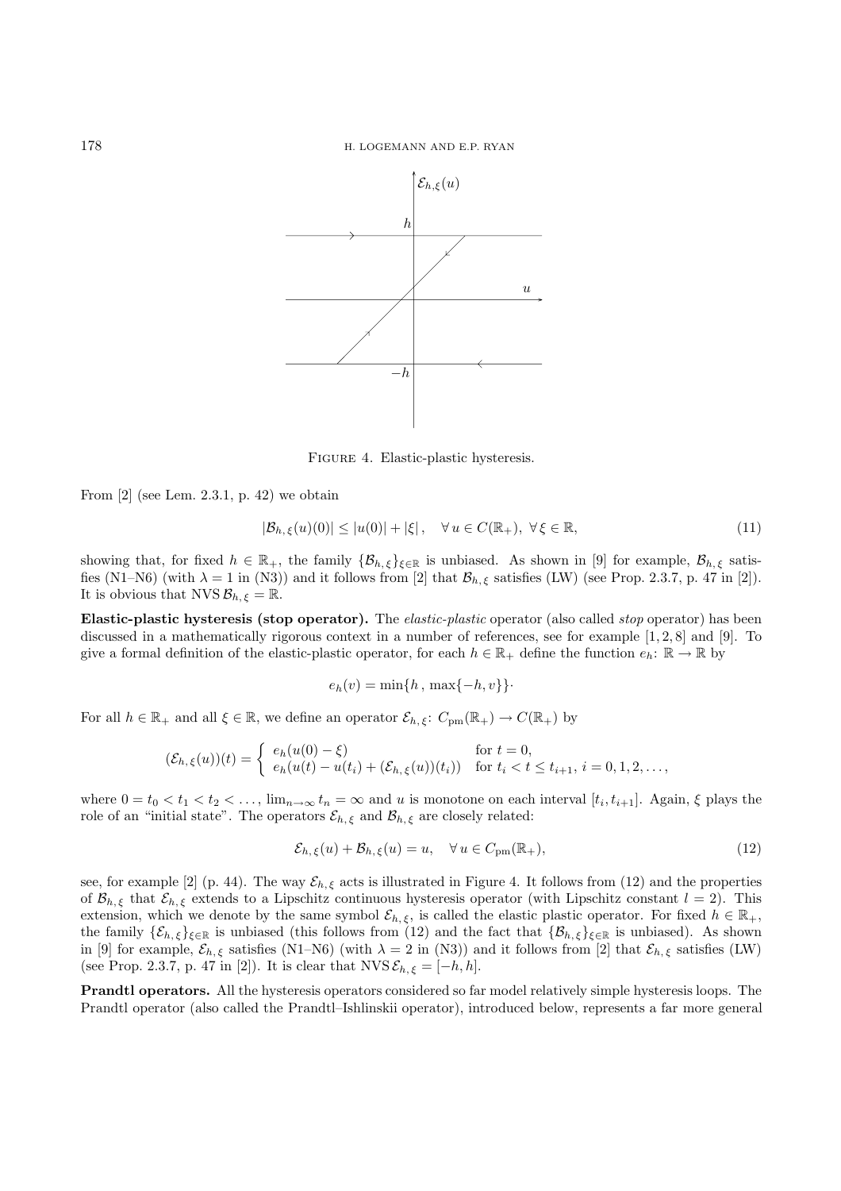Figure 4. Elastic-plastic hysteresis.

From [2] (see Lem. 2.3.1, p. 42) we obtain

$$|\mathcal{B}_{h,\xi}(u)(0)| \leq |u(0)| + |\xi|, \quad \forall\, u \in C(\mathbb{R}_+),\ \forall\, \xi \in \mathbb{R}, \tag{11}$$

showing that, for fixed $h \in \mathbb{R}_+$, the family $\{\mathcal{B}_{h,\xi}\}_{\xi\in\mathbb{R}}$ is unbiased. As shown in [9] for example, $\mathcal{B}_{h,\xi}$ satisfies (N1–N6) (with $\lambda = 1$ in (N3)) and it follows from [2] that $\mathcal{B}_{h,\xi}$ satisfies (LW) (see Prop. 2.3.7, p. 47 in [2]). It is obvious that $\mathrm{NVS}\,\mathcal{B}_{h,\xi} = \mathbb{R}$.

**Elastic-plastic hysteresis (stop operator).** The *elastic-plastic* operator (also called *stop* operator) has been discussed in a mathematically rigorous context in a number of references, see for example [1, 2, 8] and [9]. To give a formal definition of the elastic-plastic operator, for each $h \in \mathbb{R}_+$ define the function $e_h\colon \mathbb{R} \to \mathbb{R}$ by

$$e_h(v) = \min\{h\,,\, \max\{-h, v\}\}\cdot$$

For all $h \in \mathbb{R}_+$ and all $\xi \in \mathbb{R}$, we define an operator $\mathcal{E}_{h,\xi}\colon C_{\mathrm{pm}}(\mathbb{R}_+) \to C(\mathbb{R}_+)$ by

$$(\mathcal{E}_{h,\xi}(u))(t) = \begin{cases} e_h(u(0) - \xi) & \text{for } t = 0, \\ e_h(u(t) - u(t_i) + (\mathcal{E}_{h,\xi}(u))(t_i)) & \text{for } t_i < t \leq t_{i+1},\ i = 0, 1, 2, \ldots, \end{cases}$$

where $0 = t_0 < t_1 < t_2 < \ldots$, $\lim_{n\to\infty} t_n = \infty$ and $u$ is monotone on each interval $[t_i, t_{i+1}]$. Again, $\xi$ plays the role of an "initial state". The operators $\mathcal{E}_{h,\xi}$ and $\mathcal{B}_{h,\xi}$ are closely related:

$$\mathcal{E}_{h,\xi}(u) + \mathcal{B}_{h,\xi}(u) = u, \quad \forall\, u \in C_{\mathrm{pm}}(\mathbb{R}_+), \tag{12}$$

see, for example [2] (p. 44). The way $\mathcal{E}_{h,\xi}$ acts is illustrated in Figure 4. It follows from (12) and the properties of $\mathcal{B}_{h,\xi}$ that $\mathcal{E}_{h,\xi}$ extends to a Lipschitz continuous hysteresis operator (with Lipschitz constant $l = 2$). This extension, which we denote by the same symbol $\mathcal{E}_{h,\xi}$, is called the elastic plastic operator. For fixed $h \in \mathbb{R}_+$, the family $\{\mathcal{E}_{h,\xi}\}_{\xi\in\mathbb{R}}$ is unbiased (this follows from (12) and the fact that $\{\mathcal{B}_{h,\xi}\}_{\xi\in\mathbb{R}}$ is unbiased). As shown in [9] for example, $\mathcal{E}_{h,\xi}$ satisfies (N1–N6) (with $\lambda = 2$ in (N3)) and it follows from [2] that $\mathcal{E}_{h,\xi}$ satisfies (LW) (see Prop. 2.3.7, p. 47 in [2]). It is clear that $\mathrm{NVS}\,\mathcal{E}_{h,\xi} = [-h, h]$.

**Prandtl operators.** All the hysteresis operators considered so far model relatively simple hysteresis loops. The Prandtl operator (also called the Prandtl–Ishlinskii operator), introduced below, represents a far more general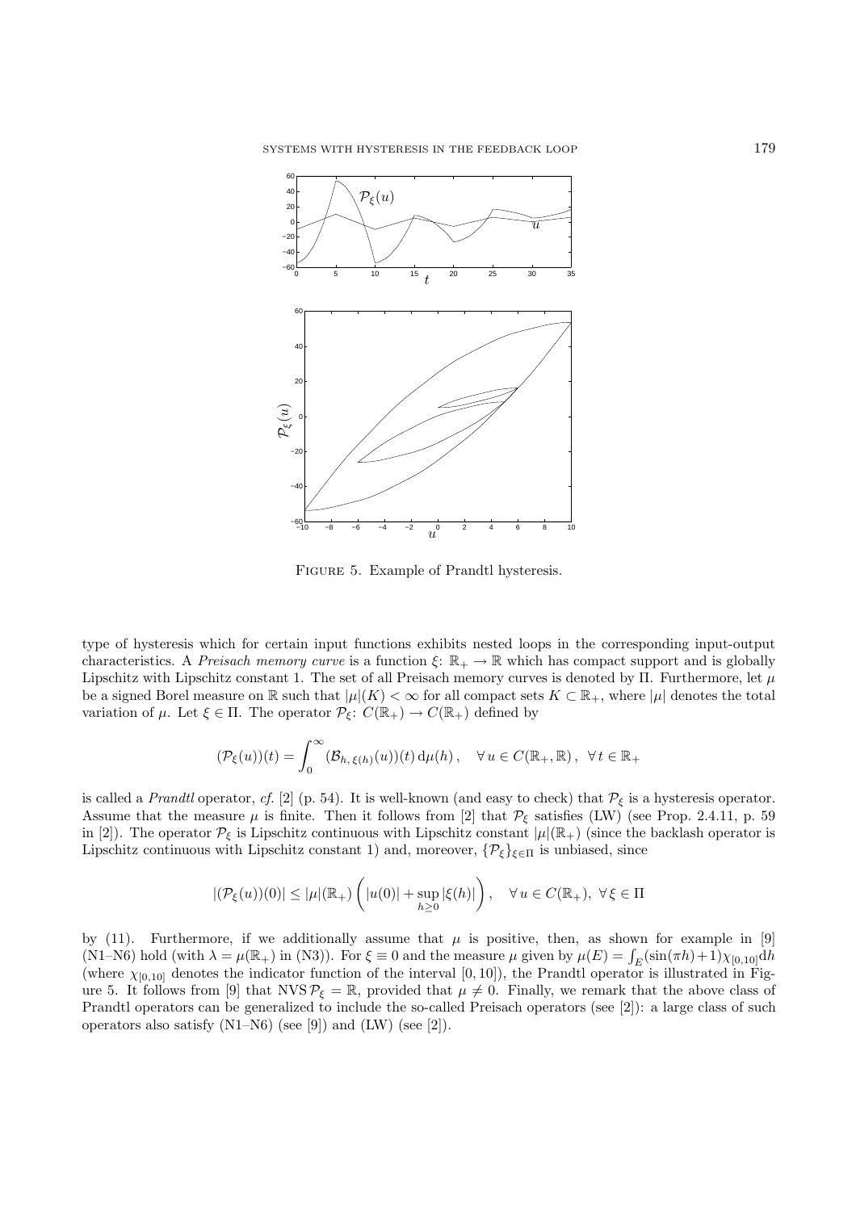Figure 5. Example of Prandtl hysteresis.

type of hysteresis which for certain input functions exhibits nested loops in the corresponding input-output characteristics. A *Preisach memory curve* is a function $\xi\colon \mathbb{R}_+ \to \mathbb{R}$ which has compact support and is globally Lipschitz with Lipschitz constant 1. The set of all Preisach memory curves is denoted by $\Pi$. Furthermore, let $\mu$ be a signed Borel measure on $\mathbb{R}$ such that $|\mu|(K) < \infty$ for all compact sets $K \subset \mathbb{R}_+$, where $|\mu|$ denotes the total variation of $\mu$. Let $\xi \in \Pi$. The operator $\mathcal{P}_\xi\colon C(\mathbb{R}_+) \to C(\mathbb{R}_+)$ defined by

$$(\mathcal{P}_\xi(u))(t) = \int_0^\infty (\mathcal{B}_{h,\,\xi(h)}(u))(t)\,\mathrm{d}\mu(h)\,, \quad \forall\, u \in C(\mathbb{R}_+, \mathbb{R})\,,\ \ \forall\, t \in \mathbb{R}_+$$

is called a *Prandtl* operator, *cf.* [2] (p. 54). It is well-known (and easy to check) that $\mathcal{P}_\xi$ is a hysteresis operator. Assume that the measure $\mu$ is finite. Then it follows from [2] that $\mathcal{P}_\xi$ satisfies (LW) (see Prop. 2.4.11, p. 59 in [2]). The operator $\mathcal{P}_\xi$ is Lipschitz continuous with Lipschitz constant $|\mu|(\mathbb{R}_+)$ (since the backlash operator is Lipschitz continuous with Lipschitz constant 1) and, moreover, $\{\mathcal{P}_\xi\}_{\xi\in\Pi}$ is unbiased, since

$$|(\mathcal{P}_\xi(u))(0)| \le |\mu|(\mathbb{R}_+)\left(|u(0)| + \sup_{h\ge 0}|\xi(h)|\right), \quad \forall\, u \in C(\mathbb{R}_+),\ \forall\, \xi \in \Pi$$

by (11). Furthermore, if we additionally assume that $\mu$ is positive, then, as shown for example in [9] (N1–N6) hold (with $\lambda = \mu(\mathbb{R}_+)$ in (N3)). For $\xi \equiv 0$ and the measure $\mu$ given by $\mu(E) = \int_E (\sin(\pi h)+1)\chi_{[0,10]}\mathrm{d}h$ (where $\chi_{[0,10]}$ denotes the indicator function of the interval $[0, 10]$), the Prandtl operator is illustrated in Figure 5. It follows from [9] that $\mathrm{NVS}\,\mathcal{P}_\xi = \mathbb{R}$, provided that $\mu \neq 0$. Finally, we remark that the above class of Prandtl operators can be generalized to include the so-called Preisach operators (see [2]): a large class of such operators also satisfy (N1–N6) (see [9]) and (LW) (see [2]).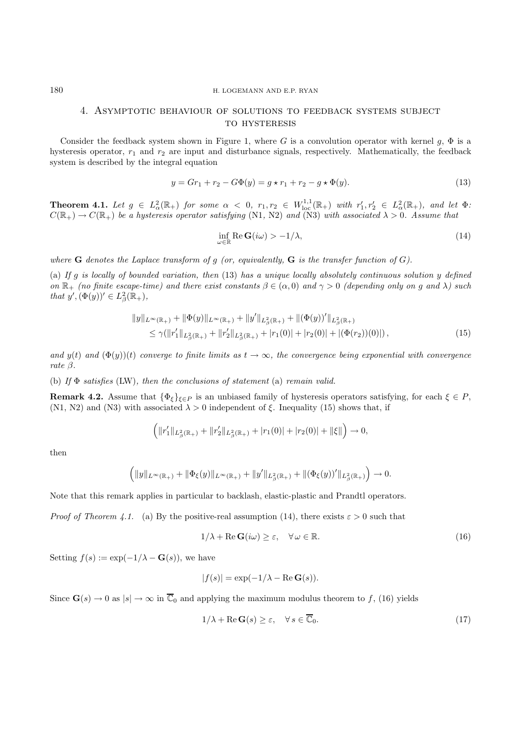## 4. Asymptotic behaviour of solutions to feedback systems subject to hysteresis

Consider the feedback system shown in Figure 1, where $G$ is a convolution operator with kernel $g$, $\Phi$ is a hysteresis operator, $r_1$ and $r_2$ are input and disturbance signals, respectively. Mathematically, the feedback system is described by the integral equation

$$y = Gr_1 + r_2 - G\Phi(y) = g \star r_1 + r_2 - g \star \Phi(y). \tag{13}$$

**Theorem 4.1.** *Let $g \in L^2_\alpha(\mathbb{R}_+)$ for some $\alpha < 0$, $r_1, r_2 \in W^{1,1}_{\text{loc}}(\mathbb{R}_+)$ with $r_1', r_2' \in L^2_\alpha(\mathbb{R}_+)$, and let $\Phi$: $C(\mathbb{R}_+) \to C(\mathbb{R}_+)$ be a hysteresis operator satisfying* (N1, N2) *and* (N3) *with associated $\lambda > 0$. Assume that*

$$\inf_{\omega \in \mathbb{R}} \operatorname{Re} \mathbf{G}(i\omega) > -1/\lambda, \tag{14}$$

*where $\mathbf{G}$ denotes the Laplace transform of $g$ (or, equivalently, $\mathbf{G}$ is the transfer function of $G$).*

(a) *If $g$ is locally of bounded variation, then* (13) *has a unique locally absolutely continuous solution $y$ defined on $\mathbb{R}_+$ (no finite escape-time) and there exist constants $\beta \in (\alpha, 0)$ and $\gamma > 0$ (depending only on $g$ and $\lambda$) such that $y', (\Phi(y))' \in L^2_\beta(\mathbb{R}_+)$,*

$$\begin{aligned}
&\|y\|_{L^\infty(\mathbb{R}_+)} + \|\Phi(y)\|_{L^\infty(\mathbb{R}_+)} + \|y'\|_{L^2_\beta(\mathbb{R}_+)} + \|(\Phi(y))'\|_{L^2_\beta(\mathbb{R}_+)} \\
&\quad \leq \gamma(\|r_1'\|_{L^2_\beta(\mathbb{R}_+)} + \|r_2'\|_{L^2_\beta(\mathbb{R}_+)} + |r_1(0)| + |r_2(0)| + |(\Phi(r_2))(0)|)\,,
\end{aligned} \tag{15}$$

*and $y(t)$ and $(\Phi(y))(t)$ converge to finite limits as $t \to \infty$, the convergence being exponential with convergence rate $\beta$.*

(b) *If $\Phi$ satisfies* (LW)*, then the conclusions of statement* (a) *remain valid.*

**Remark 4.2.** Assume that $\{\Phi_\xi\}_{\xi \in P}$ is an unbiased family of hysteresis operators satisfying, for each $\xi \in P$, (N1, N2) and (N3) with associated $\lambda > 0$ independent of $\xi$. Inequality (15) shows that, if

$$\Big(\|r_1'\|_{L^2_\beta(\mathbb{R}_+)} + \|r_2'\|_{L^2_\beta(\mathbb{R}_+)} + |r_1(0)| + |r_2(0)| + \|\xi\|\Big) \to 0,$$

then

$$\Big(\|y\|_{L^\infty(\mathbb{R}_+)} + \|\Phi_\xi(y)\|_{L^\infty(\mathbb{R}_+)} + \|y'\|_{L^2_\beta(\mathbb{R}_+)} + \|(\Phi_\xi(y))'\|_{L^2_\beta(\mathbb{R}_+)}\Big) \to 0.$$

Note that this remark applies in particular to backlash, elastic-plastic and Prandtl operators.

*Proof of Theorem 4.1.* (a) By the positive-real assumption (14), there exists $\varepsilon > 0$ such that

$$1/\lambda + \operatorname{Re} \mathbf{G}(i\omega) \geq \varepsilon, \quad \forall\, \omega \in \mathbb{R}. \tag{16}$$

Setting $f(s) := \exp(-1/\lambda - \mathbf{G}(s))$, we have

$$|f(s)| = \exp(-1/\lambda - \operatorname{Re} \mathbf{G}(s)).$$

Since $\mathbf{G}(s) \to 0$ as $|s| \to \infty$ in $\overline{\mathbb{C}}_0$ and applying the maximum modulus theorem to $f$, (16) yields

$$1/\lambda + \operatorname{Re} \mathbf{G}(s) \geq \varepsilon, \quad \forall\, s \in \overline{\mathbb{C}}_0. \tag{17}$$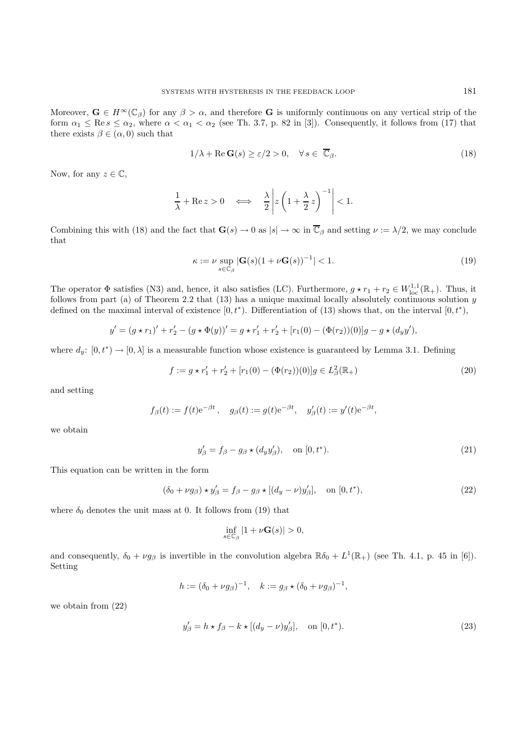Moreover, $\mathbf{G} \in H^\infty(\mathbb{C}_\beta)$ for any $\beta > \alpha$, and therefore $\mathbf{G}$ is uniformly continuous on any vertical strip of the form $\alpha_1 \leq \operatorname{Re} s \leq \alpha_2$, where $\alpha < \alpha_1 < \alpha_2$ (see Th. 3.7, p. 82 in [3]). Consequently, it follows from (17) that there exists $\beta \in (\alpha, 0)$ such that

$$1/\lambda + \operatorname{Re} \mathbf{G}(s) \geq \varepsilon/2 > 0, \quad \forall\, s \in \overline{\mathbb{C}}_\beta. \tag{18}$$

Now, for any $z \in \mathbb{C}$,

$$\frac{1}{\lambda} + \operatorname{Re} z > 0 \quad \Longleftrightarrow \quad \frac{\lambda}{2}\left| z\left(1 + \frac{\lambda}{2} z\right)^{-1}\right| < 1.$$

Combining this with (18) and the fact that $\mathbf{G}(s) \to 0$ as $|s| \to \infty$ in $\overline{\mathbb{C}}_\beta$ and setting $\nu := \lambda/2$, we may conclude that

$$\kappa := \nu \sup_{s \in \mathbb{C}_\beta} |\mathbf{G}(s)(1 + \nu\mathbf{G}(s))^{-1}| < 1. \tag{19}$$

The operator $\Phi$ satisfies (N3) and, hence, it also satisfies (LC). Furthermore, $g \star r_1 + r_2 \in W^{1,1}_{\mathrm{loc}}(\mathbb{R}_+)$. Thus, it follows from part (a) of Theorem 2.2 that (13) has a unique maximal locally absolutely continuous solution $y$ defined on the maximal interval of existence $[0, t^*)$. Differentiation of (13) shows that, on the interval $[0, t^*)$,

$$y' = (g \star r_1)' + r_2' - (g \star \Phi(y))' = g \star r_1' + r_2' + [r_1(0) - (\Phi(r_2))(0)]g - g \star (d_y y'),$$

where $d_y \colon [0, t^*) \to [0, \lambda]$ is a measurable function whose existence is guaranteed by Lemma 3.1. Defining

$$f := g \star r_1' + r_2' + [r_1(0) - (\Phi(r_2))(0)]g \in L^2_\beta(\mathbb{R}_+) \tag{20}$$

and setting

$$f_\beta(t) := f(t)\mathrm{e}^{-\beta t}, \quad g_\beta(t) := g(t)\mathrm{e}^{-\beta t}, \quad y_\beta'(t) := y'(t)\mathrm{e}^{-\beta t},$$

we obtain

$$y_\beta' = f_\beta - g_\beta \star (d_y y_\beta'), \quad \text{on } [0, t^*). \tag{21}$$

This equation can be written in the form

$$(\delta_0 + \nu g_\beta) \star y_\beta' = f_\beta - g_\beta \star [(d_y - \nu)y_\beta'], \quad \text{on } [0, t^*), \tag{22}$$

where $\delta_0$ denotes the unit mass at 0. It follows from (19) that

$$\inf_{s \in \mathbb{C}_\beta} |1 + \nu\mathbf{G}(s)| > 0,$$

and consequently, $\delta_0 + \nu g_\beta$ is invertible in the convolution algebra $\mathbb{R}\delta_0 + L^1(\mathbb{R}_+)$ (see Th. 4.1, p. 45 in [6]). Setting

$$h := (\delta_0 + \nu g_\beta)^{-1}, \quad k := g_\beta \star (\delta_0 + \nu g_\beta)^{-1},$$

we obtain from (22)

$$y_\beta' = h \star f_\beta - k \star [(d_y - \nu)y_\beta'], \quad \text{on } [0, t^*). \tag{23}$$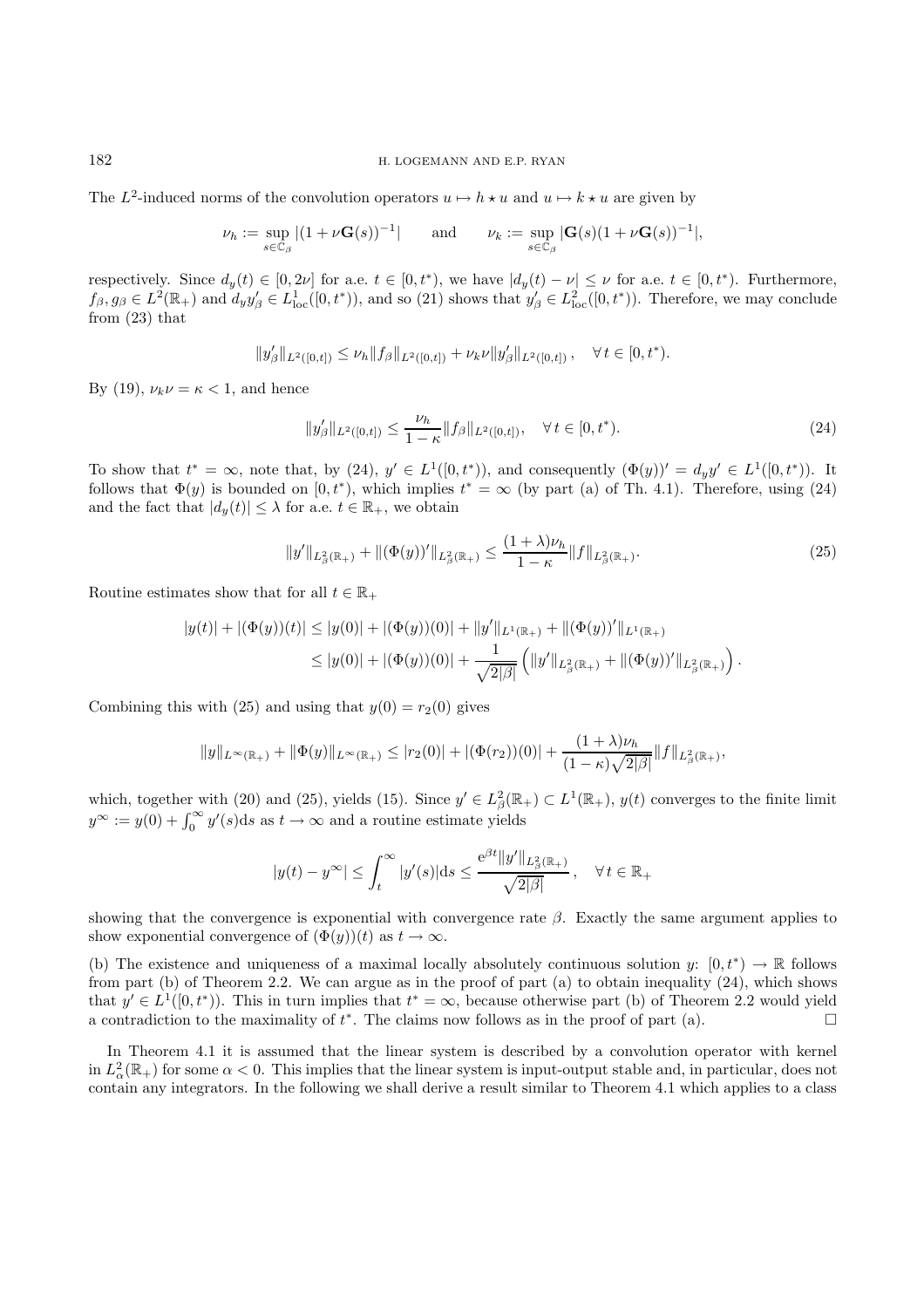The $L^2$-induced norms of the convolution operators $u \mapsto h \star u$ and $u \mapsto k \star u$ are given by

$$\nu_h := \sup_{s \in \mathbb{C}_\beta} |(1 + \nu \mathbf{G}(s))^{-1}| \qquad \text{and} \qquad \nu_k := \sup_{s \in \mathbb{C}_\beta} |\mathbf{G}(s)(1 + \nu \mathbf{G}(s))^{-1}|,$$

respectively. Since $d_y(t) \in [0, 2\nu]$ for a.e. $t \in [0, t^*)$, we have $|d_y(t) - \nu| \le \nu$ for a.e. $t \in [0, t^*)$. Furthermore, $f_\beta, g_\beta \in L^2(\mathbb{R}_+)$ and $d_y y'_\beta \in L^1_{\rm loc}([0, t^*))$, and so (21) shows that $y'_\beta \in L^2_{\rm loc}([0, t^*))$. Therefore, we may conclude from (23) that

$$\|y'_\beta\|_{L^2([0,t])} \le \nu_h \|f_\beta\|_{L^2([0,t])} + \nu_k \nu \|y'_\beta\|_{L^2([0,t])}, \quad \forall\, t \in [0, t^*).$$

By (19), $\nu_k \nu = \kappa < 1$, and hence

$$\|y'_\beta\|_{L^2([0,t])} \le \frac{\nu_h}{1 - \kappa} \|f_\beta\|_{L^2([0,t])}, \quad \forall\, t \in [0, t^*). \tag{24}$$

To show that $t^* = \infty$, note that, by (24), $y' \in L^1([0, t^*))$, and consequently $(\Phi(y))' = d_y y' \in L^1([0, t^*))$. It follows that $\Phi(y)$ is bounded on $[0, t^*)$, which implies $t^* = \infty$ (by part (a) of Th. 4.1). Therefore, using (24) and the fact that $|d_y(t)| \le \lambda$ for a.e. $t \in \mathbb{R}_+$, we obtain

$$\|y'\|_{L^2_\beta(\mathbb{R}_+)} + \|(\Phi(y))'\|_{L^2_\beta(\mathbb{R}_+)} \le \frac{(1 + \lambda)\nu_h}{1 - \kappa} \|f\|_{L^2_\beta(\mathbb{R}_+)}. \tag{25}$$

Routine estimates show that for all $t \in \mathbb{R}_+$

$$\begin{aligned} |y(t)| + |(\Phi(y))(t)| &\le |y(0)| + |(\Phi(y))(0)| + \|y'\|_{L^1(\mathbb{R}_+)} + \|(\Phi(y))'\|_{L^1(\mathbb{R}_+)} \\ &\le |y(0)| + |(\Phi(y))(0)| + \frac{1}{\sqrt{2|\beta|}} \left( \|y'\|_{L^2_\beta(\mathbb{R}_+)} + \|(\Phi(y))'\|_{L^2_\beta(\mathbb{R}_+)} \right). \end{aligned}$$

Combining this with (25) and using that $y(0) = r_2(0)$ gives

$$\|y\|_{L^\infty(\mathbb{R}_+)} + \|\Phi(y)\|_{L^\infty(\mathbb{R}_+)} \le |r_2(0)| + |(\Phi(r_2))(0)| + \frac{(1 + \lambda)\nu_h}{(1 - \kappa)\sqrt{2|\beta|}} \|f\|_{L^2_\beta(\mathbb{R}_+)},$$

which, together with (20) and (25), yields (15). Since $y' \in L^2_\beta(\mathbb{R}_+) \subset L^1(\mathbb{R}_+)$, $y(t)$ converges to the finite limit $y^\infty := y(0) + \int_0^\infty y'(s) {\rm d}s$ as $t \to \infty$ and a routine estimate yields

$$|y(t) - y^\infty| \le \int_t^\infty |y'(s)| {\rm d}s \le \frac{{\rm e}^{\beta t} \|y'\|_{L^2_\beta(\mathbb{R}_+)}}{\sqrt{2|\beta|}}, \quad \forall\, t \in \mathbb{R}_+$$

showing that the convergence is exponential with convergence rate $\beta$. Exactly the same argument applies to show exponential convergence of $(\Phi(y))(t)$ as $t \to \infty$.

(b) The existence and uniqueness of a maximal locally absolutely continuous solution $y\colon [0, t^*) \to \mathbb{R}$ follows from part (b) of Theorem 2.2. We can argue as in the proof of part (a) to obtain inequality (24), which shows that $y' \in L^1([0, t^*))$. This in turn implies that $t^* = \infty$, because otherwise part (b) of Theorem 2.2 would yield a contradiction to the maximality of $t^*$. The claims now follows as in the proof of part (a). $\square$

In Theorem 4.1 it is assumed that the linear system is described by a convolution operator with kernel in $L^2_\alpha(\mathbb{R}_+)$ for some $\alpha < 0$. This implies that the linear system is input-output stable and, in particular, does not contain any integrators. In the following we shall derive a result similar to Theorem 4.1 which applies to a class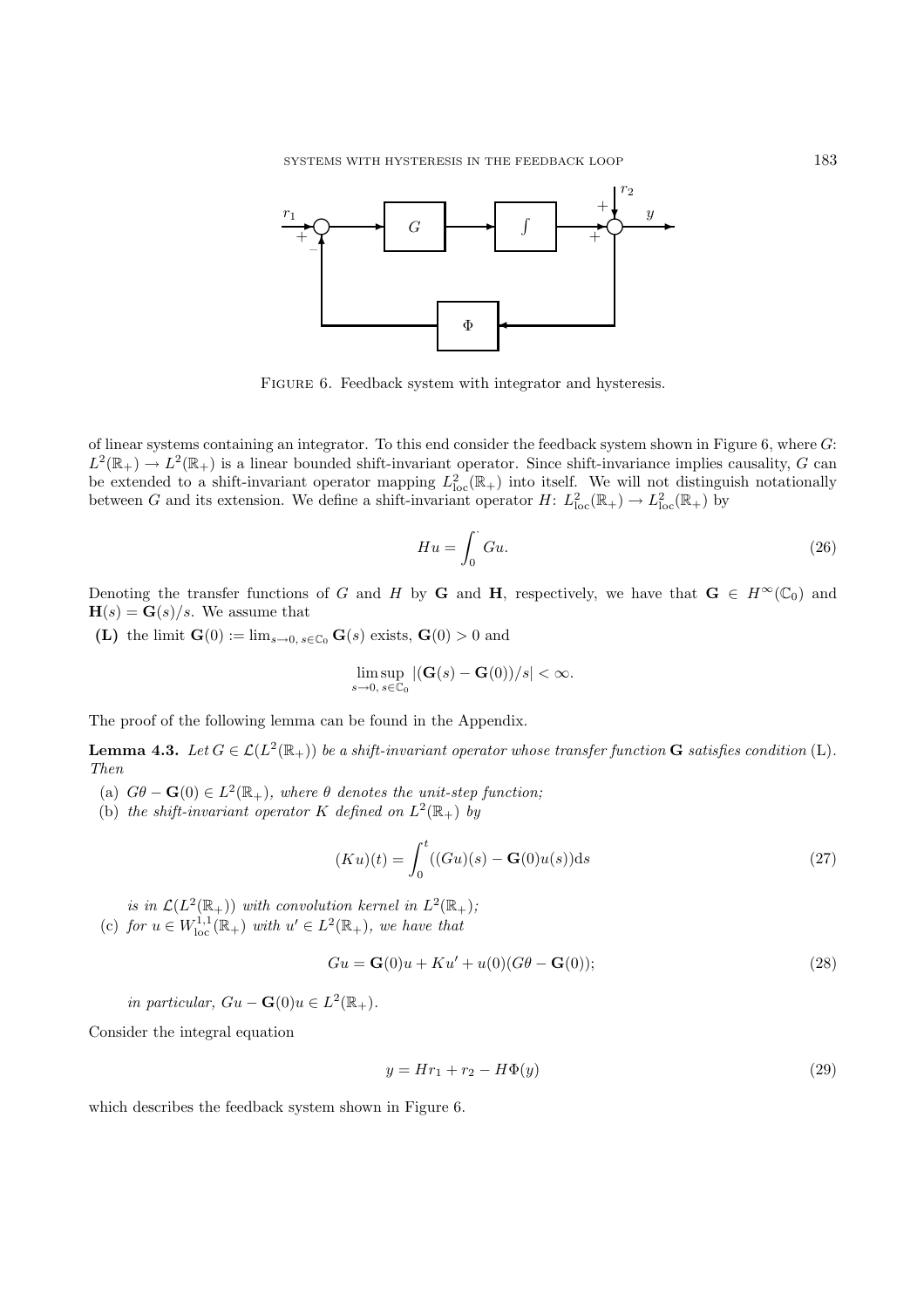FIGURE 6. Feedback system with integrator and hysteresis.

of linear systems containing an integrator. To this end consider the feedback system shown in Figure 6, where $G$: $L^2(\mathbb{R}_+) \to L^2(\mathbb{R}_+)$ is a linear bounded shift-invariant operator. Since shift-invariance implies causality, $G$ can be extended to a shift-invariant operator mapping $L^2_{\mathrm{loc}}(\mathbb{R}_+)$ into itself. We will not distinguish notationally between $G$ and its extension. We define a shift-invariant operator $H$: $L^2_{\mathrm{loc}}(\mathbb{R}_+) \to L^2_{\mathrm{loc}}(\mathbb{R}_+)$ by

$$Hu = \int_0^{\cdot} Gu. \tag{26}$$

Denoting the transfer functions of $G$ and $H$ by $\mathbf{G}$ and $\mathbf{H}$, respectively, we have that $\mathbf{G} \in H^\infty(\mathbb{C}_0)$ and $\mathbf{H}(s) = \mathbf{G}(s)/s$. We assume that

**(L)** the limit $\mathbf{G}(0) := \lim_{s\to 0,\, s\in\mathbb{C}_0} \mathbf{G}(s)$ exists, $\mathbf{G}(0) > 0$ and

$$\limsup_{s\to 0,\, s\in\mathbb{C}_0} |(\mathbf{G}(s) - \mathbf{G}(0))/s| < \infty.$$

The proof of the following lemma can be found in the Appendix.

**Lemma 4.3.** *Let $G \in \mathcal{L}(L^2(\mathbb{R}_+))$ be a shift-invariant operator whose transfer function $\mathbf{G}$ satisfies condition* (L). *Then*

(a) *$G\theta - \mathbf{G}(0) \in L^2(\mathbb{R}_+)$, where $\theta$ denotes the unit-step function;*

(b) *the shift-invariant operator $K$ defined on $L^2(\mathbb{R}_+)$ by*

$$(Ku)(t) = \int_0^t ((Gu)(s) - \mathbf{G}(0)u(s))\mathrm{d}s \tag{27}$$

*is in $\mathcal{L}(L^2(\mathbb{R}_+))$ with convolution kernel in $L^2(\mathbb{R}_+)$;*

(c) *for $u \in W^{1,1}_{\mathrm{loc}}(\mathbb{R}_+)$ with $u' \in L^2(\mathbb{R}_+)$, we have that*

$$Gu = \mathbf{G}(0)u + Ku' + u(0)(G\theta - \mathbf{G}(0)); \tag{28}$$

*in particular, $Gu - \mathbf{G}(0)u \in L^2(\mathbb{R}_+)$.*

Consider the integral equation

$$y = Hr_1 + r_2 - H\Phi(y) \tag{29}$$

which describes the feedback system shown in Figure 6.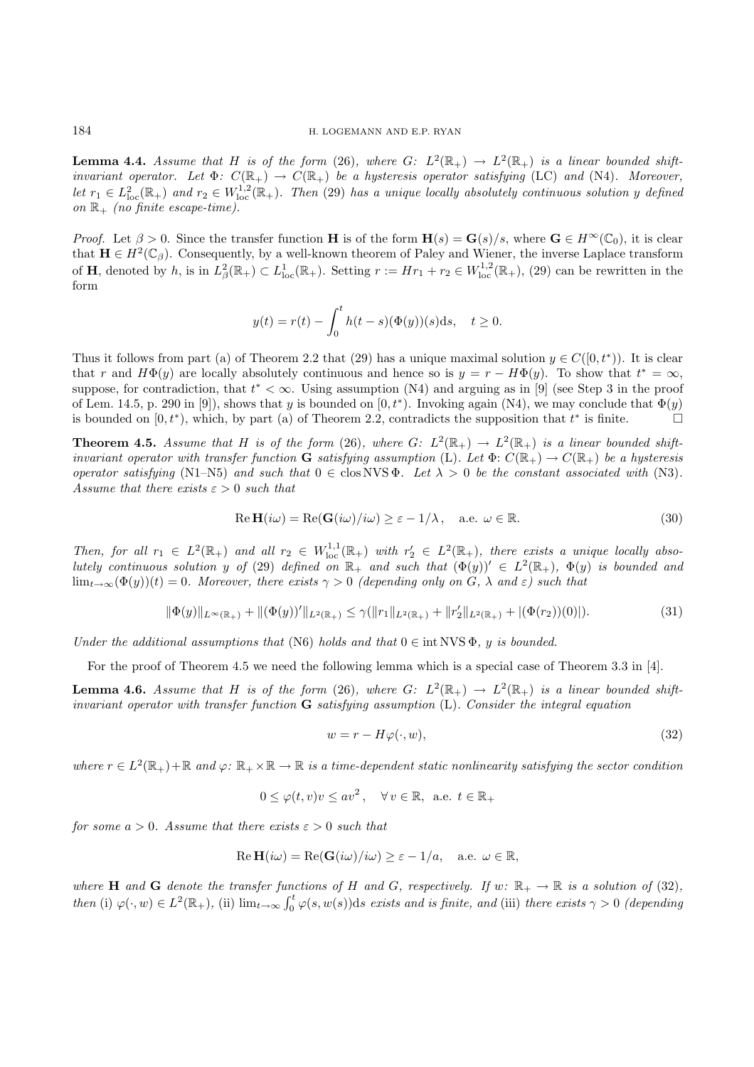**Lemma 4.4.** *Assume that $H$ is of the form* (26)*, where $G\colon L^2(\mathbb{R}_+) \to L^2(\mathbb{R}_+)$ is a linear bounded shift-invariant operator. Let $\Phi\colon C(\mathbb{R}_+) \to C(\mathbb{R}_+)$ be a hysteresis operator satisfying* (LC) *and* (N4)*. Moreover, let $r_1 \in L^2_{\mathrm{loc}}(\mathbb{R}_+)$ and $r_2 \in W^{1,2}_{\mathrm{loc}}(\mathbb{R}_+)$. Then* (29) *has a unique locally absolutely continuous solution $y$ defined on $\mathbb{R}_+$ (no finite escape-time).*

*Proof.* Let $\beta > 0$. Since the transfer function $\mathbf{H}$ is of the form $\mathbf{H}(s) = \mathbf{G}(s)/s$, where $\mathbf{G} \in H^\infty(\mathbb{C}_0)$, it is clear that $\mathbf{H} \in H^2(\mathbb{C}_\beta)$. Consequently, by a well-known theorem of Paley and Wiener, the inverse Laplace transform of $\mathbf{H}$, denoted by $h$, is in $L^2_\beta(\mathbb{R}_+) \subset L^1_{\mathrm{loc}}(\mathbb{R}_+)$. Setting $r := Hr_1 + r_2 \in W^{1,2}_{\mathrm{loc}}(\mathbb{R}_+)$, (29) can be rewritten in the form

$$y(t) = r(t) - \int_0^t h(t-s)(\Phi(y))(s)\mathrm{d}s, \quad t \geq 0.$$

Thus it follows from part (a) of Theorem 2.2 that (29) has a unique maximal solution $y \in C([0, t^*))$. It is clear that $r$ and $H\Phi(y)$ are locally absolutely continuous and hence so is $y = r - H\Phi(y)$. To show that $t^* = \infty$, suppose, for contradiction, that $t^* < \infty$. Using assumption (N4) and arguing as in [9] (see Step 3 in the proof of Lem. 14.5, p. 290 in [9]), shows that $y$ is bounded on $[0, t^*)$. Invoking again (N4), we may conclude that $\Phi(y)$ is bounded on $[0, t^*)$, which, by part (a) of Theorem 2.2, contradicts the supposition that $t^*$ is finite. $\square$

**Theorem 4.5.** *Assume that $H$ is of the form* (26)*, where $G\colon L^2(\mathbb{R}_+) \to L^2(\mathbb{R}_+)$ is a linear bounded shift-invariant operator with transfer function $\mathbf{G}$ satisfying assumption* (L)*. Let $\Phi\colon C(\mathbb{R}_+) \to C(\mathbb{R}_+)$ be a hysteresis operator satisfying* (N1–N5) *and such that $0 \in \operatorname{clos}\mathrm{NVS}\,\Phi$. Let $\lambda > 0$ be the constant associated with* (N3)*. Assume that there exists $\varepsilon > 0$ such that*

$$\operatorname{Re}\mathbf{H}(i\omega) = \operatorname{Re}(\mathbf{G}(i\omega)/i\omega) \geq \varepsilon - 1/\lambda\,, \quad \text{a.e. } \omega \in \mathbb{R}. \tag{30}$$

*Then, for all $r_1 \in L^2(\mathbb{R}_+)$ and all $r_2 \in W^{1,1}_{\mathrm{loc}}(\mathbb{R}_+)$ with $r_2' \in L^2(\mathbb{R}_+)$, there exists a unique locally absolutely continuous solution $y$ of* (29) *defined on $\mathbb{R}_+$ and such that $(\Phi(y))' \in L^2(\mathbb{R}_+)$, $\Phi(y)$ is bounded and $\lim_{t\to\infty}(\Phi(y))(t) = 0$. Moreover, there exists $\gamma > 0$ (depending only on $G$, $\lambda$ and $\varepsilon$) such that*

$$\|\Phi(y)\|_{L^\infty(\mathbb{R}_+)} + \|(\Phi(y))'\|_{L^2(\mathbb{R}_+)} \leq \gamma(\|r_1\|_{L^2(\mathbb{R}_+)} + \|r_2'\|_{L^2(\mathbb{R}_+)} + |(\Phi(r_2))(0)|). \tag{31}$$

*Under the additional assumptions that* (N6) *holds and that $0 \in \operatorname{int}\mathrm{NVS}\,\Phi$, $y$ is bounded.*

For the proof of Theorem 4.5 we need the following lemma which is a special case of Theorem 3.3 in [4].

**Lemma 4.6.** *Assume that $H$ is of the form* (26)*, where $G\colon L^2(\mathbb{R}_+) \to L^2(\mathbb{R}_+)$ is a linear bounded shift-invariant operator with transfer function $\mathbf{G}$ satisfying assumption* (L)*. Consider the integral equation*

$$w = r - H\varphi(\cdot, w), \tag{32}$$

*where $r \in L^2(\mathbb{R}_+) + \mathbb{R}$ and $\varphi\colon \mathbb{R}_+ \times \mathbb{R} \to \mathbb{R}$ is a time-dependent static nonlinearity satisfying the sector condition*

$$0 \leq \varphi(t, v)v \leq av^2\,, \quad \forall\, v \in \mathbb{R}, \text{ a.e. } t \in \mathbb{R}_+$$

*for some $a > 0$. Assume that there exists $\varepsilon > 0$ such that*

$$\operatorname{Re}\mathbf{H}(i\omega) = \operatorname{Re}(\mathbf{G}(i\omega)/i\omega) \geq \varepsilon - 1/a, \quad \text{a.e. } \omega \in \mathbb{R},$$

*where $\mathbf{H}$ and $\mathbf{G}$ denote the transfer functions of $H$ and $G$, respectively. If $w\colon \mathbb{R}_+ \to \mathbb{R}$ is a solution of* (32)*, then* (i) *$\varphi(\cdot, w) \in L^2(\mathbb{R}_+)$,* (ii) *$\lim_{t\to\infty}\int_0^t \varphi(s, w(s))\mathrm{d}s$ exists and is finite, and* (iii) *there exists $\gamma > 0$ (depending*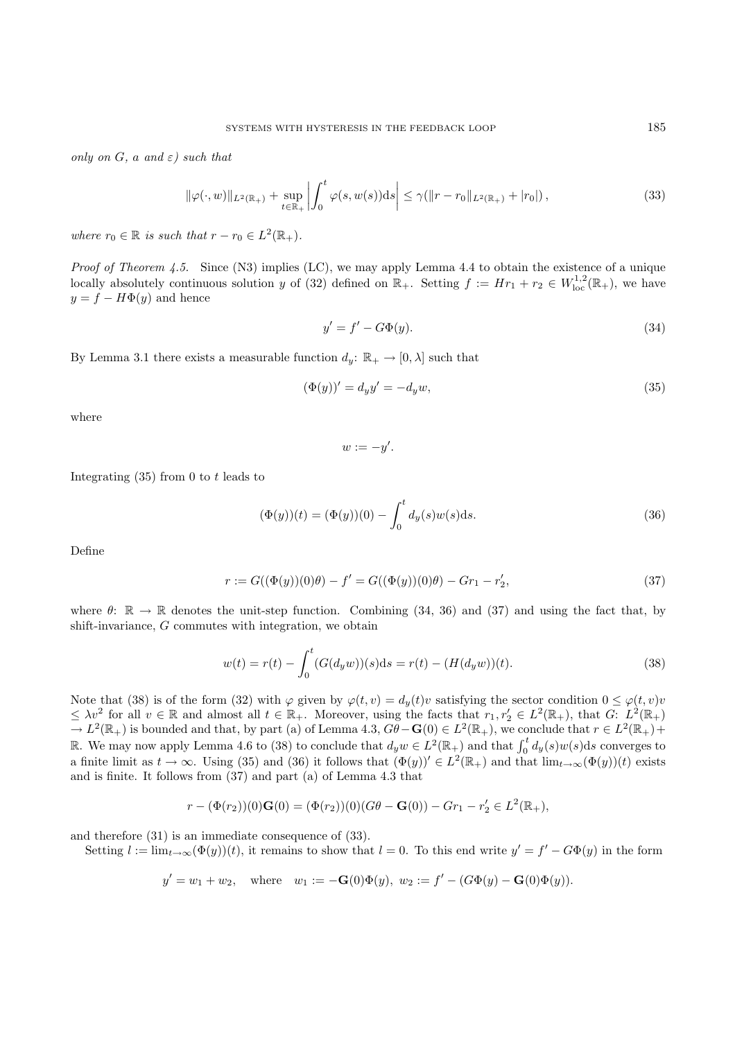*only on $G$, $a$ and $\varepsilon$) such that*

$$\|\varphi(\cdot, w)\|_{L^2(\mathbb{R}_+)} + \sup_{t\in\mathbb{R}_+}\left|\int_0^t \varphi(s, w(s))\mathrm{d}s\right| \leq \gamma(\|r - r_0\|_{L^2(\mathbb{R}_+)} + |r_0|)\,, \tag{33}$$

*where $r_0 \in \mathbb{R}$ is such that $r - r_0 \in L^2(\mathbb{R}_+)$.*

*Proof of Theorem 4.5.* Since (N3) implies (LC), we may apply Lemma 4.4 to obtain the existence of a unique locally absolutely continuous solution $y$ of (32) defined on $\mathbb{R}_+$. Setting $f := Hr_1 + r_2 \in W^{1,2}_{\mathrm{loc}}(\mathbb{R}_+)$, we have $y = f - H\Phi(y)$ and hence

$$y' = f' - G\Phi(y). \tag{34}$$

By Lemma 3.1 there exists a measurable function $d_y \colon \mathbb{R}_+ \to [0, \lambda]$ such that

$$(\Phi(y))' = d_y y' = -d_y w, \tag{35}$$

where

$$w := -y'.$$

Integrating (35) from 0 to $t$ leads to

$$(\Phi(y))(t) = (\Phi(y))(0) - \int_0^t d_y(s)w(s)\mathrm{d}s. \tag{36}$$

Define

$$r := G((\Phi(y))(0)\theta) - f' = G((\Phi(y))(0)\theta) - Gr_1 - r_2', \tag{37}$$

where $\theta\colon \mathbb{R} \to \mathbb{R}$ denotes the unit-step function. Combining (34, 36) and (37) and using the fact that, by shift-invariance, $G$ commutes with integration, we obtain

$$w(t) = r(t) - \int_0^t (G(d_y w))(s)\mathrm{d}s = r(t) - (H(d_y w))(t). \tag{38}$$

Note that (38) is of the form (32) with $\varphi$ given by $\varphi(t, v) = d_y(t)v$ satisfying the sector condition $0 \leq \varphi(t, v)v \leq \lambda v^2$ for all $v \in \mathbb{R}$ and almost all $t \in \mathbb{R}_+$. Moreover, using the facts that $r_1, r_2' \in L^2(\mathbb{R}_+)$, that $G\colon L^2(\mathbb{R}_+) \to L^2(\mathbb{R}_+)$ is bounded and that, by part (a) of Lemma 4.3, $G\theta - \mathbf{G}(0) \in L^2(\mathbb{R}_+)$, we conclude that $r \in L^2(\mathbb{R}_+) + \mathbb{R}$. We may now apply Lemma 4.6 to (38) to conclude that $d_y w \in L^2(\mathbb{R}_+)$ and that $\int_0^t d_y(s)w(s)\mathrm{d}s$ converges to a finite limit as $t \to \infty$. Using (35) and (36) it follows that $(\Phi(y))' \in L^2(\mathbb{R}_+)$ and that $\lim_{t\to\infty}(\Phi(y))(t)$ exists and is finite. It follows from (37) and part (a) of Lemma 4.3 that

$$r - (\Phi(r_2))(0)\mathbf{G}(0) = (\Phi(r_2))(0)(G\theta - \mathbf{G}(0)) - Gr_1 - r_2' \in L^2(\mathbb{R}_+),$$

and therefore (31) is an immediate consequence of (33).

Setting $l := \lim_{t\to\infty}(\Phi(y))(t)$, it remains to show that $l = 0$. To this end write $y' = f' - G\Phi(y)$ in the form

$$y' = w_1 + w_2, \quad \text{where} \quad w_1 := -\mathbf{G}(0)\Phi(y),\ w_2 := f' - (G\Phi(y) - \mathbf{G}(0)\Phi(y)).$$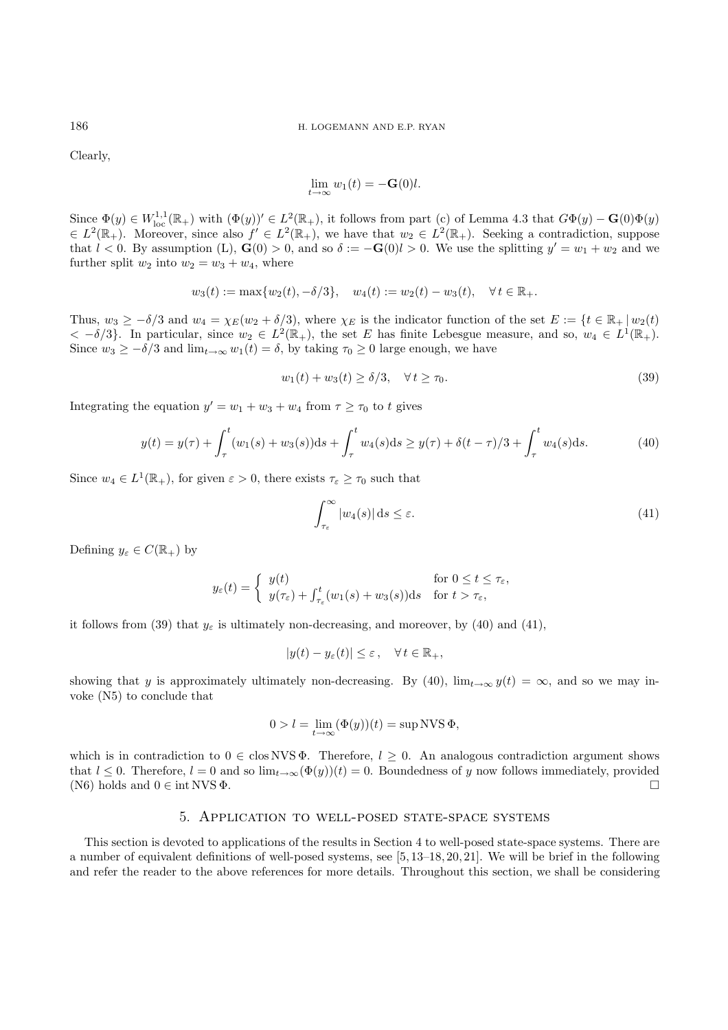Clearly,

$$\lim_{t\to\infty} w_1(t) = -\mathbf{G}(0)l.$$

Since $\Phi(y) \in W^{1,1}_{\mathrm{loc}}(\mathbb{R}_+)$ with $(\Phi(y))' \in L^2(\mathbb{R}_+)$, it follows from part (c) of Lemma 4.3 that $G\Phi(y) - \mathbf{G}(0)\Phi(y) \in L^2(\mathbb{R}_+)$. Moreover, since also $f' \in L^2(\mathbb{R}_+)$, we have that $w_2 \in L^2(\mathbb{R}_+)$. Seeking a contradiction, suppose that $l < 0$. By assumption (L), $\mathbf{G}(0) > 0$, and so $\delta := -\mathbf{G}(0)l > 0$. We use the splitting $y' = w_1 + w_2$ and we further split $w_2$ into $w_2 = w_3 + w_4$, where

$$w_3(t) := \max\{w_2(t), -\delta/3\}, \quad w_4(t) := w_2(t) - w_3(t), \quad \forall\, t \in \mathbb{R}_+.$$

Thus, $w_3 \geq -\delta/3$ and $w_4 = \chi_E(w_2 + \delta/3)$, where $\chi_E$ is the indicator function of the set $E := \{t \in \mathbb{R}_+ \,|\, w_2(t) < -\delta/3\}$. In particular, since $w_2 \in L^2(\mathbb{R}_+)$, the set $E$ has finite Lebesgue measure, and so, $w_4 \in L^1(\mathbb{R}_+)$. Since $w_3 \geq -\delta/3$ and $\lim_{t\to\infty} w_1(t) = \delta$, by taking $\tau_0 \geq 0$ large enough, we have

$$w_1(t) + w_3(t) \geq \delta/3, \quad \forall\, t \geq \tau_0. \tag{39}$$

Integrating the equation $y' = w_1 + w_3 + w_4$ from $\tau \geq \tau_0$ to $t$ gives

$$y(t) = y(\tau) + \int_\tau^t (w_1(s) + w_3(s))\mathrm{d}s + \int_\tau^t w_4(s)\mathrm{d}s \geq y(\tau) + \delta(t-\tau)/3 + \int_\tau^t w_4(s)\mathrm{d}s. \tag{40}$$

Since $w_4 \in L^1(\mathbb{R}_+)$, for given $\varepsilon > 0$, there exists $\tau_\varepsilon \geq \tau_0$ such that

$$\int_{\tau_\varepsilon}^\infty |w_4(s)|\,\mathrm{d}s \leq \varepsilon. \tag{41}$$

Defining $y_\varepsilon \in C(\mathbb{R}_+)$ by

$$y_\varepsilon(t) = \begin{cases} y(t) & \text{for } 0 \leq t \leq \tau_\varepsilon, \\ y(\tau_\varepsilon) + \int_{\tau_\varepsilon}^t (w_1(s) + w_3(s))\mathrm{d}s & \text{for } t > \tau_\varepsilon, \end{cases}$$

it follows from (39) that $y_\varepsilon$ is ultimately non-decreasing, and moreover, by (40) and (41),

$$|y(t) - y_\varepsilon(t)| \leq \varepsilon\,, \quad \forall\, t \in \mathbb{R}_+,$$

showing that $y$ is approximately ultimately non-decreasing. By (40), $\lim_{t\to\infty} y(t) = \infty$, and so we may invoke (N5) to conclude that

$$0 > l = \lim_{t\to\infty} (\Phi(y))(t) = \sup \mathrm{NVS}\,\Phi,$$

which is in contradiction to $0 \in \operatorname{clos} \mathrm{NVS}\,\Phi$. Therefore, $l \geq 0$. An analogous contradiction argument shows that $l \leq 0$. Therefore, $l = 0$ and so $\lim_{t\to\infty}(\Phi(y))(t) = 0$. Boundedness of $y$ now follows immediately, provided (N6) holds and $0 \in \operatorname{int} \mathrm{NVS}\,\Phi$. $\square$

## 5. Application to well-posed state-space systems

This section is devoted to applications of the results in Section 4 to well-posed state-space systems. There are a number of equivalent definitions of well-posed systems, see [5, 13–18, 20, 21]. We will be brief in the following and refer the reader to the above references for more details. Throughout this section, we shall be considering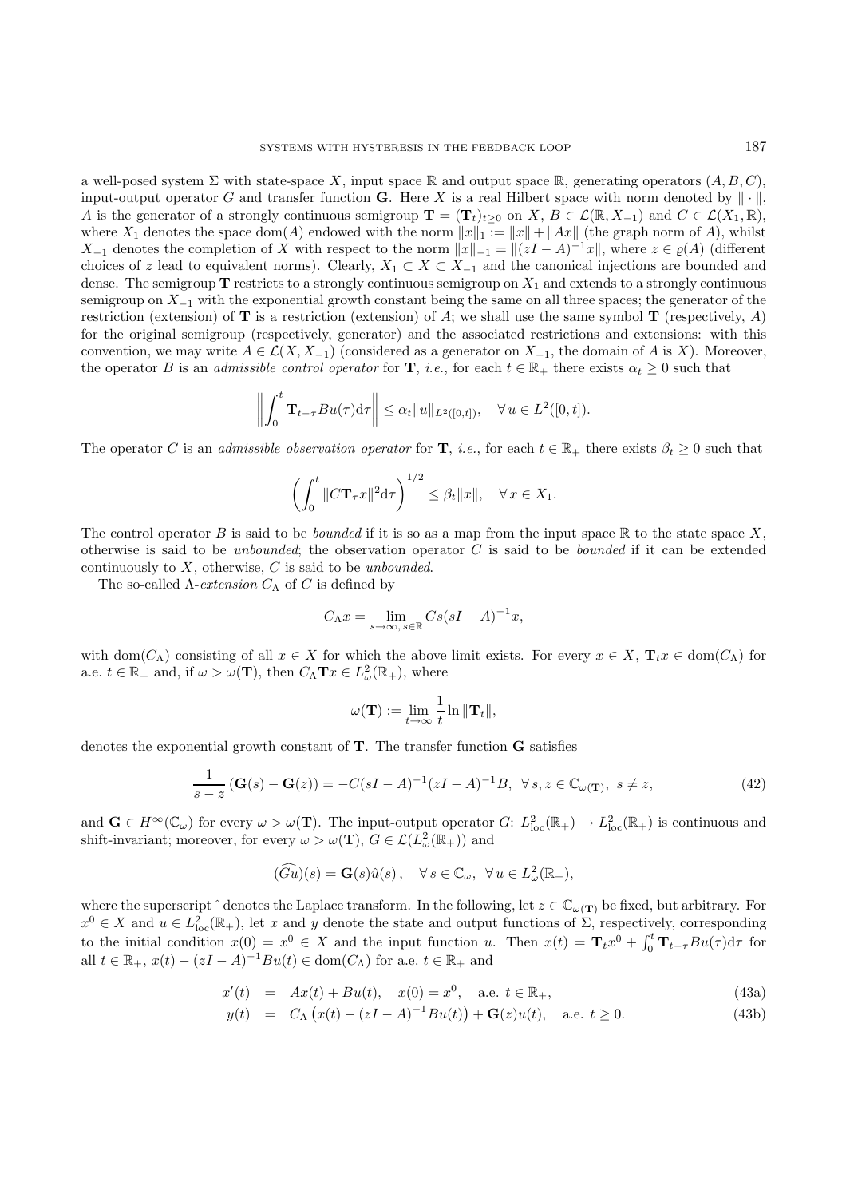a well-posed system $\Sigma$ with state-space $X$, input space $\mathbb{R}$ and output space $\mathbb{R}$, generating operators $(A, B, C)$, input-output operator $G$ and transfer function $\mathbf{G}$. Here $X$ is a real Hilbert space with norm denoted by $\|\cdot\|$, $A$ is the generator of a strongly continuous semigroup $\mathbf{T} = (\mathbf{T}_t)_{t\geq 0}$ on $X$, $B \in \mathcal{L}(\mathbb{R}, X_{-1})$ and $C \in \mathcal{L}(X_1, \mathbb{R})$, where $X_1$ denotes the space $\mathrm{dom}(A)$ endowed with the norm $\|x\|_1 := \|x\| + \|Ax\|$ (the graph norm of $A$), whilst $X_{-1}$ denotes the completion of $X$ with respect to the norm $\|x\|_{-1} = \|(zI - A)^{-1}x\|$, where $z \in \varrho(A)$ (different choices of $z$ lead to equivalent norms). Clearly, $X_1 \subset X \subset X_{-1}$ and the canonical injections are bounded and dense. The semigroup $\mathbf{T}$ restricts to a strongly continuous semigroup on $X_1$ and extends to a strongly continuous semigroup on $X_{-1}$ with the exponential growth constant being the same on all three spaces; the generator of the restriction (extension) of $\mathbf{T}$ is a restriction (extension) of $A$; we shall use the same symbol $\mathbf{T}$ (respectively, $A$) for the original semigroup (respectively, generator) and the associated restrictions and extensions: with this convention, we may write $A \in \mathcal{L}(X, X_{-1})$ (considered as a generator on $X_{-1}$, the domain of $A$ is $X$). Moreover, the operator $B$ is an *admissible control operator* for $\mathbf{T}$, *i.e.*, for each $t \in \mathbb{R}_+$ there exists $\alpha_t \geq 0$ such that

$$\left\| \int_0^t \mathbf{T}_{t-\tau} B u(\tau) \mathrm{d}\tau \right\| \leq \alpha_t \|u\|_{L^2([0,t])}, \quad \forall\, u \in L^2([0,t]).$$

The operator $C$ is an *admissible observation operator* for $\mathbf{T}$, *i.e.*, for each $t \in \mathbb{R}_+$ there exists $\beta_t \geq 0$ such that

$$\left( \int_0^t \|C\mathbf{T}_\tau x\|^2 \mathrm{d}\tau \right)^{1/2} \leq \beta_t \|x\|, \quad \forall\, x \in X_1.$$

The control operator $B$ is said to be *bounded* if it is so as a map from the input space $\mathbb{R}$ to the state space $X$, otherwise is said to be *unbounded*; the observation operator $C$ is said to be *bounded* if it can be extended continuously to $X$, otherwise, $C$ is said to be *unbounded*.

The so-called $\Lambda$-*extension* $C_\Lambda$ of $C$ is defined by

$$C_\Lambda x = \lim_{s\to\infty,\, s\in\mathbb{R}} Cs(sI - A)^{-1}x,$$

with $\mathrm{dom}(C_\Lambda)$ consisting of all $x \in X$ for which the above limit exists. For every $x \in X$, $\mathbf{T}_t x \in \mathrm{dom}(C_\Lambda)$ for a.e. $t \in \mathbb{R}_+$ and, if $\omega > \omega(\mathbf{T})$, then $C_\Lambda \mathbf{T} x \in L^2_\omega(\mathbb{R}_+)$, where

$$\omega(\mathbf{T}) := \lim_{t\to\infty} \frac{1}{t} \ln \|\mathbf{T}_t\|,$$

denotes the exponential growth constant of $\mathbf{T}$. The transfer function $\mathbf{G}$ satisfies

$$\frac{1}{s - z}\left(\mathbf{G}(s) - \mathbf{G}(z)\right) = -C(sI - A)^{-1}(zI - A)^{-1}B, \;\; \forall\, s, z \in \mathbb{C}_{\omega(\mathbf{T})},\;\, s \neq z, \tag{42}$$

and $\mathbf{G} \in H^\infty(\mathbb{C}_\omega)$ for every $\omega > \omega(\mathbf{T})$. The input-output operator $G$: $L^2_{\mathrm{loc}}(\mathbb{R}_+) \to L^2_{\mathrm{loc}}(\mathbb{R}_+)$ is continuous and shift-invariant; moreover, for every $\omega > \omega(\mathbf{T})$, $G \in \mathcal{L}(L^2_\omega(\mathbb{R}_+))$ and

$$(\widehat{Gu})(s) = \mathbf{G}(s)\hat{u}(s)\,, \quad \forall\, s \in \mathbb{C}_\omega, \;\; \forall\, u \in L^2_\omega(\mathbb{R}_+),$$

where the superscript $\hat{}$ denotes the Laplace transform. In the following, let $z \in \mathbb{C}_{\omega(\mathbf{T})}$ be fixed, but arbitrary. For $x^0 \in X$ and $u \in L^2_{\mathrm{loc}}(\mathbb{R}_+)$, let $x$ and $y$ denote the state and output functions of $\Sigma$, respectively, corresponding to the initial condition $x(0) = x^0 \in X$ and the input function $u$. Then $x(t) = \mathbf{T}_t x^0 + \int_0^t \mathbf{T}_{t-\tau} B u(\tau) \mathrm{d}\tau$ for all $t \in \mathbb{R}_+$, $x(t) - (zI - A)^{-1} B u(t) \in \mathrm{dom}(C_\Lambda)$ for a.e. $t \in \mathbb{R}_+$ and

$$x'(t) = Ax(t) + Bu(t), \quad x(0) = x^0, \quad \text{a.e. } t \in \mathbb{R}_+, \tag{43a}$$

$$y(t) = C_\Lambda\left(x(t) - (zI - A)^{-1}Bu(t)\right) + \mathbf{G}(z)u(t), \quad \text{a.e. } t \geq 0. \tag{43b}$$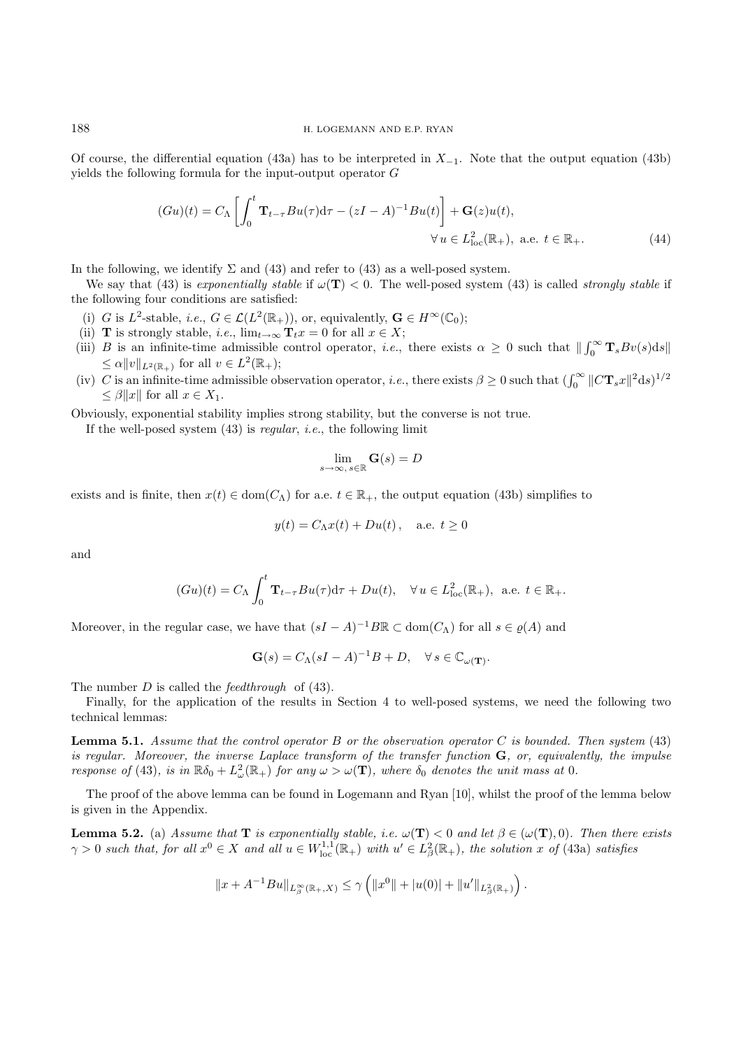Of course, the differential equation (43a) has to be interpreted in $X_{-1}$. Note that the output equation (43b) yields the following formula for the input-output operator $G$

$$(Gu)(t) = C_\Lambda \left[ \int_0^t \mathbf{T}_{t-\tau} Bu(\tau)\mathrm{d}\tau - (zI - A)^{-1}Bu(t) \right] + \mathbf{G}(z)u(t), \quad \forall\, u \in L^2_{\mathrm{loc}}(\mathbb{R}_+), \text{ a.e. } t \in \mathbb{R}_+. \tag{44}$$

In the following, we identify $\Sigma$ and (43) and refer to (43) as a well-posed system.

We say that (43) is *exponentially stable* if $\omega(\mathbf{T}) < 0$. The well-posed system (43) is called *strongly stable* if the following four conditions are satisfied:

(i) $G$ is $L^2$-stable, *i.e.*, $G \in \mathcal{L}(L^2(\mathbb{R}_+))$, or, equivalently, $\mathbf{G} \in H^\infty(\mathbb{C}_0)$;

(ii) $\mathbf{T}$ is strongly stable, *i.e.*, $\lim_{t\to\infty} \mathbf{T}_t x = 0$ for all $x \in X$;

(iii) $B$ is an infinite-time admissible control operator, *i.e.*, there exists $\alpha \geq 0$ such that $\| \int_0^\infty \mathbf{T}_s Bv(s)\mathrm{d}s\| \leq \alpha \|v\|_{L^2(\mathbb{R}_+)}$ for all $v \in L^2(\mathbb{R}_+)$;

(iv) $C$ is an infinite-time admissible observation operator, *i.e.*, there exists $\beta \geq 0$ such that $(\int_0^\infty \|C\mathbf{T}_s x\|^2 \mathrm{d}s)^{1/2} \leq \beta \|x\|$ for all $x \in X_1$.

Obviously, exponential stability implies strong stability, but the converse is not true.

If the well-posed system (43) is *regular*, *i.e.*, the following limit

$$\lim_{s\to\infty,\, s\in\mathbb{R}} \mathbf{G}(s) = D$$

exists and is finite, then $x(t) \in \mathrm{dom}(C_\Lambda)$ for a.e. $t \in \mathbb{R}_+$, the output equation (43b) simplifies to

$$y(t) = C_\Lambda x(t) + Du(t)\,, \quad \text{a.e. } t \geq 0$$

and

$$(Gu)(t) = C_\Lambda \int_0^t \mathbf{T}_{t-\tau} Bu(\tau)\mathrm{d}\tau + Du(t), \quad \forall\, u \in L^2_{\mathrm{loc}}(\mathbb{R}_+), \text{ a.e. } t \in \mathbb{R}_+.$$

Moreover, in the regular case, we have that $(sI - A)^{-1}B\mathbb{R} \subset \mathrm{dom}(C_\Lambda)$ for all $s \in \varrho(A)$ and

$$\mathbf{G}(s) = C_\Lambda (sI - A)^{-1}B + D, \quad \forall\, s \in \mathbb{C}_{\omega(\mathbf{T})}.$$

The number $D$ is called the *feedthrough* of (43).

Finally, for the application of the results in Section 4 to well-posed systems, we need the following two technical lemmas:

**Lemma 5.1.** *Assume that the control operator $B$ or the observation operator $C$ is bounded. Then system* (43) *is regular. Moreover, the inverse Laplace transform of the transfer function $\mathbf{G}$, or, equivalently, the impulse response of* (43), *is in $\mathbb{R}\delta_0 + L^2_\omega(\mathbb{R}_+)$ for any $\omega > \omega(\mathbf{T})$, where $\delta_0$ denotes the unit mass at* 0.

The proof of the above lemma can be found in Logemann and Ryan [10], whilst the proof of the lemma below is given in the Appendix.

**Lemma 5.2.** (a) *Assume that $\mathbf{T}$ is exponentially stable, i.e. $\omega(\mathbf{T}) < 0$ and let $\beta \in (\omega(\mathbf{T}), 0)$. Then there exists $\gamma > 0$ such that, for all $x^0 \in X$ and all $u \in W^{1,1}_{\mathrm{loc}}(\mathbb{R}_+)$ with $u' \in L^2_\beta(\mathbb{R}_+)$, the solution $x$ of* (43a) *satisfies*

$$\|x + A^{-1}Bu\|_{L^\infty_\beta(\mathbb{R}_+, X)} \leq \gamma \left( \|x^0\| + |u(0)| + \|u'\|_{L^2_\beta(\mathbb{R}_+)} \right).$$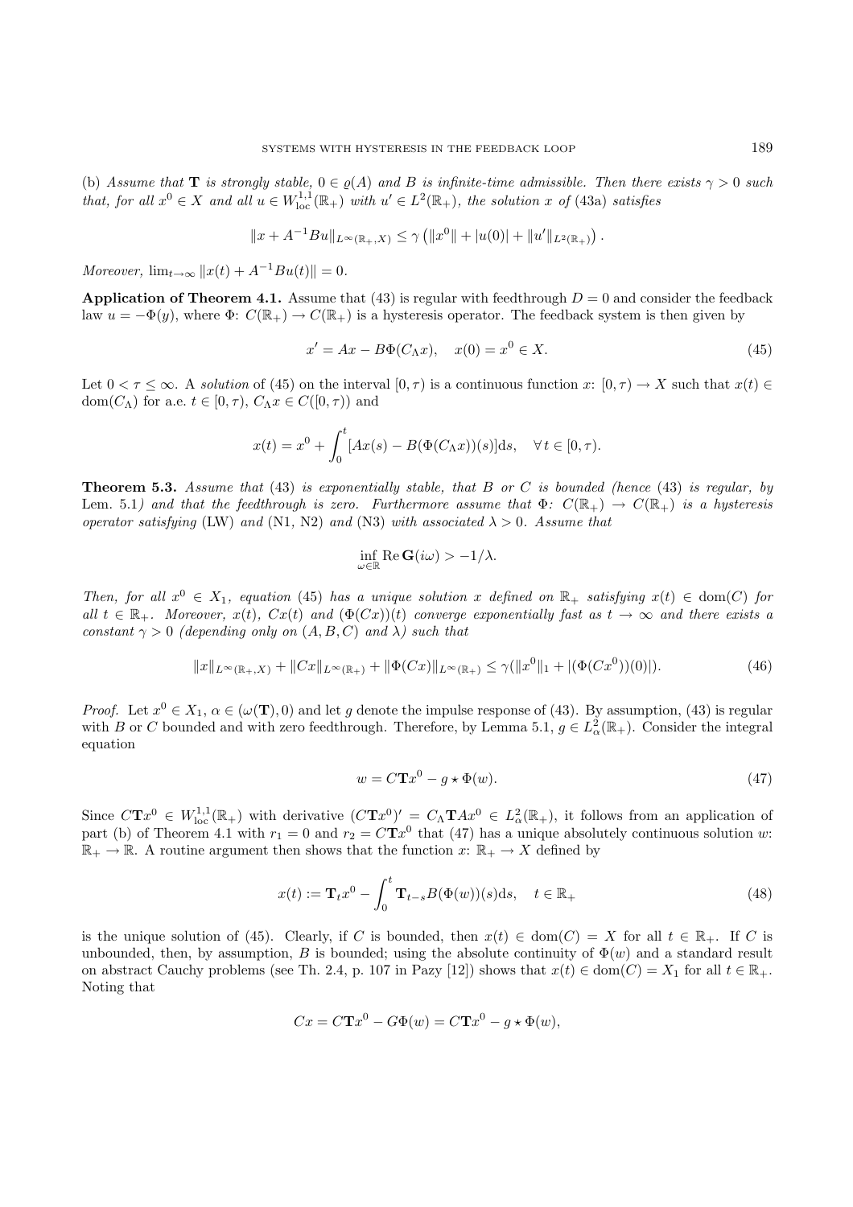(b) *Assume that* $\mathbf{T}$ *is strongly stable,* $0 \in \varrho(A)$ *and* $B$ *is infinite-time admissible. Then there exists* $\gamma > 0$ *such that, for all* $x^0 \in X$ *and all* $u \in W^{1,1}_{\rm loc}(\mathbb{R}_+)$ *with* $u' \in L^2(\mathbb{R}_+)$*, the solution* $x$ *of* (43a) *satisfies*

$$\|x + A^{-1}Bu\|_{L^\infty(\mathbb{R}_+,X)} \leq \gamma \left(\|x^0\| + |u(0)| + \|u'\|_{L^2(\mathbb{R}_+)}\right).$$

*Moreover,* $\lim_{t\to\infty} \|x(t) + A^{-1}Bu(t)\| = 0$.

**Application of Theorem 4.1.** Assume that (43) is regular with feedthrough $D = 0$ and consider the feedback law $u = -\Phi(y)$, where $\Phi$: $C(\mathbb{R}_+) \to C(\mathbb{R}_+)$ is a hysteresis operator. The feedback system is then given by

$$x' = Ax - B\Phi(C_\Lambda x), \quad x(0) = x^0 \in X. \tag{45}$$

Let $0 < \tau \leq \infty$. A *solution* of (45) on the interval $[0, \tau)$ is a continuous function $x$: $[0, \tau) \to X$ such that $x(t) \in \mathrm{dom}(C_\Lambda)$ for a.e. $t \in [0, \tau)$, $C_\Lambda x \in C([0, \tau))$ and

$$x(t) = x^0 + \int_0^t [Ax(s) - B(\Phi(C_\Lambda x))(s)]\mathrm{d}s, \quad \forall\, t \in [0, \tau).$$

**Theorem 5.3.** *Assume that* (43) *is exponentially stable, that* $B$ *or* $C$ *is bounded (hence* (43) *is regular, by* Lem. 5.1*) and that the feedthrough is zero. Furthermore assume that* $\Phi$*:* $C(\mathbb{R}_+) \to C(\mathbb{R}_+)$ *is a hysteresis operator satisfying* (LW) *and* (N1, N2) *and* (N3) *with associated* $\lambda > 0$*. Assume that*

$$\inf_{\omega\in\mathbb{R}} \mathrm{Re}\, \mathbf{G}(i\omega) > -1/\lambda.$$

*Then, for all* $x^0 \in X_1$*, equation* (45) *has a unique solution* $x$ *defined on* $\mathbb{R}_+$ *satisfying* $x(t) \in \mathrm{dom}(C)$ *for all* $t \in \mathbb{R}_+$*. Moreover,* $x(t)$*,* $Cx(t)$ *and* $(\Phi(Cx))(t)$ *converge exponentially fast as* $t \to \infty$ *and there exists a constant* $\gamma > 0$ *(depending only on* $(A, B, C)$ *and* $\lambda$*) such that*

$$\|x\|_{L^\infty(\mathbb{R}_+,X)} + \|Cx\|_{L^\infty(\mathbb{R}_+)} + \|\Phi(Cx)\|_{L^\infty(\mathbb{R}_+)} \leq \gamma(\|x^0\|_1 + |(\Phi(Cx^0))(0)|). \tag{46}$$

*Proof.* Let $x^0 \in X_1$, $\alpha \in (\omega(\mathbf{T}), 0)$ and let $g$ denote the impulse response of (43). By assumption, (43) is regular with $B$ or $C$ bounded and with zero feedthrough. Therefore, by Lemma 5.1, $g \in L^2_\alpha(\mathbb{R}_+)$. Consider the integral equation

$$w = C\mathbf{T}x^0 - g \star \Phi(w). \tag{47}$$

Since $C\mathbf{T}x^0 \in W^{1,1}_{\rm loc}(\mathbb{R}_+)$ with derivative $(C\mathbf{T}x^0)' = C_\Lambda \mathbf{T}Ax^0 \in L^2_\alpha(\mathbb{R}_+)$, it follows from an application of part (b) of Theorem 4.1 with $r_1 = 0$ and $r_2 = C\mathbf{T}x^0$ that (47) has a unique absolutely continuous solution $w$: $\mathbb{R}_+ \to \mathbb{R}$. A routine argument then shows that the function $x$: $\mathbb{R}_+ \to X$ defined by

$$x(t) := \mathbf{T}_t x^0 - \int_0^t \mathbf{T}_{t-s} B(\Phi(w))(s)\mathrm{d}s, \quad t \in \mathbb{R}_+ \tag{48}$$

is the unique solution of (45). Clearly, if $C$ is bounded, then $x(t) \in \mathrm{dom}(C) = X$ for all $t \in \mathbb{R}_+$. If $C$ is unbounded, then, by assumption, $B$ is bounded; using the absolute continuity of $\Phi(w)$ and a standard result on abstract Cauchy problems (see Th. 2.4, p. 107 in Pazy [12]) shows that $x(t) \in \mathrm{dom}(C) = X_1$ for all $t \in \mathbb{R}_+$. Noting that

$$Cx = C\mathbf{T}x^0 - G\Phi(w) = C\mathbf{T}x^0 - g \star \Phi(w),$$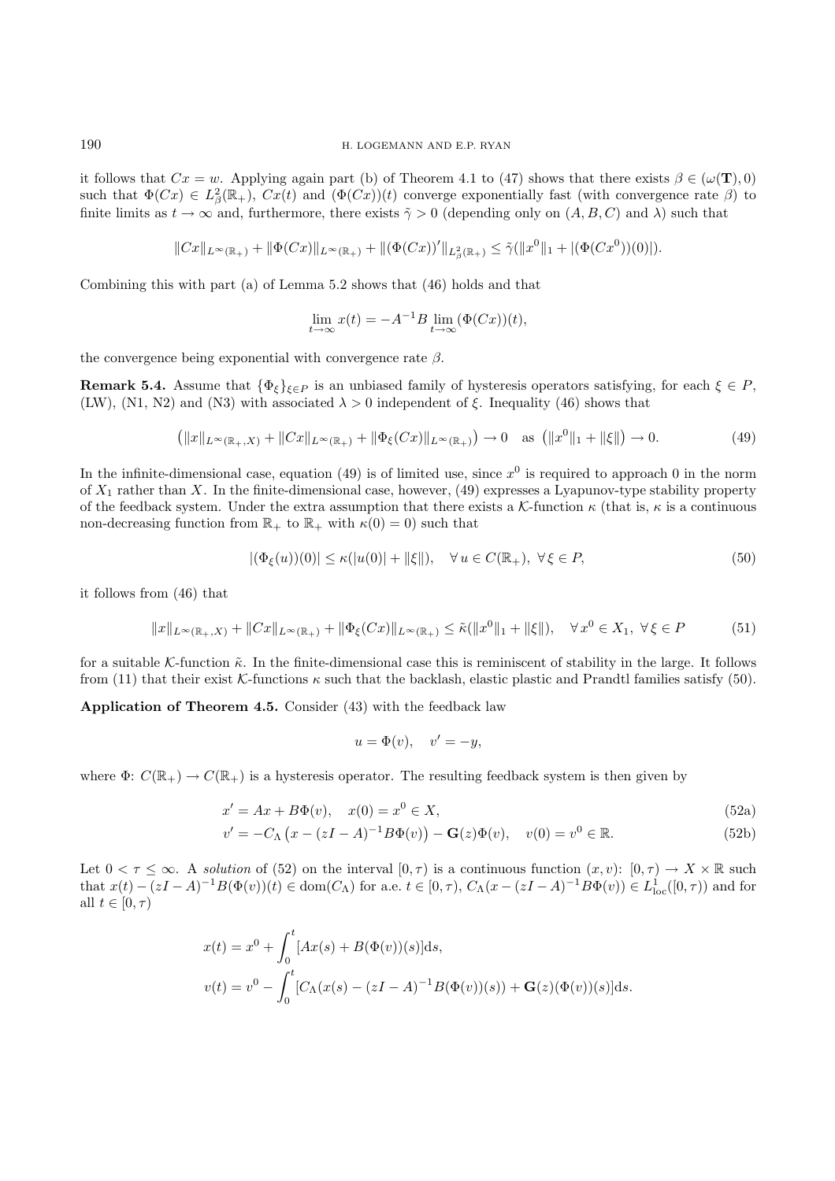it follows that $Cx = w$. Applying again part (b) of Theorem 4.1 to (47) shows that there exists $\beta \in (\omega(\mathbf{T}), 0)$ such that $\Phi(Cx) \in L^2_\beta(\mathbb{R}_+)$, $Cx(t)$ and $(\Phi(Cx))(t)$ converge exponentially fast (with convergence rate $\beta$) to finite limits as $t \to \infty$ and, furthermore, there exists $\tilde{\gamma} > 0$ (depending only on $(A, B, C)$ and $\lambda$) such that

$$\|Cx\|_{L^\infty(\mathbb{R}_+)} + \|\Phi(Cx)\|_{L^\infty(\mathbb{R}_+)} + \|(\Phi(Cx))'\|_{L^2_\beta(\mathbb{R}_+)} \leq \tilde{\gamma}(\|x^0\|_1 + |(\Phi(Cx^0))(0)|).$$

Combining this with part (a) of Lemma 5.2 shows that (46) holds and that

$$\lim_{t\to\infty} x(t) = -A^{-1}B \lim_{t\to\infty}(\Phi(Cx))(t),$$

the convergence being exponential with convergence rate $\beta$.

**Remark 5.4.** Assume that $\{\Phi_\xi\}_{\xi\in P}$ is an unbiased family of hysteresis operators satisfying, for each $\xi \in P$, (LW), (N1, N2) and (N3) with associated $\lambda > 0$ independent of $\xi$. Inequality (46) shows that

$$\big(\|x\|_{L^\infty(\mathbb{R}_+,X)} + \|Cx\|_{L^\infty(\mathbb{R}_+)} + \|\Phi_\xi(Cx)\|_{L^\infty(\mathbb{R}_+)}\big) \to 0 \quad \text{as } \big(\|x^0\|_1 + \|\xi\|\big) \to 0. \tag{49}$$

In the infinite-dimensional case, equation (49) is of limited use, since $x^0$ is required to approach 0 in the norm of $X_1$ rather than $X$. In the finite-dimensional case, however, (49) expresses a Lyapunov-type stability property of the feedback system. Under the extra assumption that there exists a $\mathcal{K}$-function $\kappa$ (that is, $\kappa$ is a continuous non-decreasing function from $\mathbb{R}_+$ to $\mathbb{R}_+$ with $\kappa(0) = 0$) such that

$$|(\Phi_\xi(u))(0)| \leq \kappa(|u(0)| + \|\xi\|), \quad \forall\, u \in C(\mathbb{R}_+),\ \forall\, \xi \in P, \tag{50}$$

it follows from (46) that

$$\|x\|_{L^\infty(\mathbb{R}_+,X)} + \|Cx\|_{L^\infty(\mathbb{R}_+)} + \|\Phi_\xi(Cx)\|_{L^\infty(\mathbb{R}_+)} \leq \tilde{\kappa}(\|x^0\|_1 + \|\xi\|), \quad \forall\, x^0 \in X_1,\ \forall\, \xi \in P \tag{51}$$

for a suitable $\mathcal{K}$-function $\tilde{\kappa}$. In the finite-dimensional case this is reminiscent of stability in the large. It follows from (11) that their exist $\mathcal{K}$-functions $\kappa$ such that the backlash, elastic plastic and Prandtl families satisfy (50).

**Application of Theorem 4.5.** Consider (43) with the feedback law

$$u = \Phi(v), \quad v' = -y,$$

where $\Phi\colon C(\mathbb{R}_+) \to C(\mathbb{R}_+)$ is a hysteresis operator. The resulting feedback system is then given by

$$x' = Ax + B\Phi(v), \quad x(0) = x^0 \in X, \tag{52a}$$

$$v' = -C_\Lambda\big(x - (zI - A)^{-1}B\Phi(v)\big) - \mathbf{G}(z)\Phi(v), \quad v(0) = v^0 \in \mathbb{R}. \tag{52b}$$

Let $0 < \tau \leq \infty$. A *solution* of (52) on the interval $[0, \tau)$ is a continuous function $(x, v)\colon [0, \tau) \to X \times \mathbb{R}$ such that $x(t) - (zI - A)^{-1}B(\Phi(v))(t) \in \operatorname{dom}(C_\Lambda)$ for a.e. $t \in [0, \tau)$, $C_\Lambda(x - (zI - A)^{-1}B\Phi(v)) \in L^1_{\text{loc}}([0, \tau))$ and for all $t \in [0, \tau)$

$$x(t) = x^0 + \int_0^t [Ax(s) + B(\Phi(v))(s)]\mathrm{d}s,$$

$$v(t) = v^0 - \int_0^t [C_\Lambda(x(s) - (zI - A)^{-1}B(\Phi(v))(s)) + \mathbf{G}(z)(\Phi(v))(s)]\mathrm{d}s.$$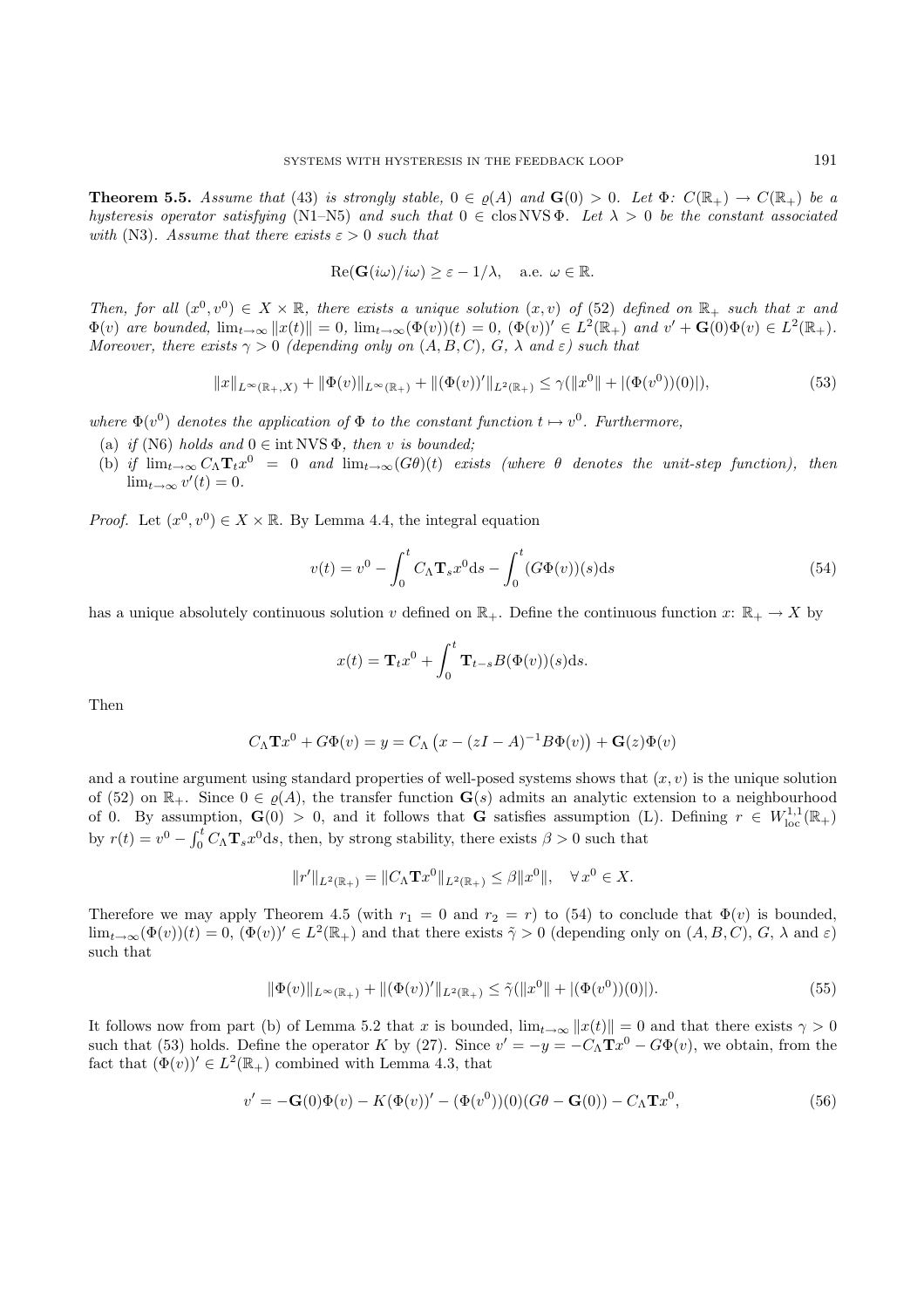**Theorem 5.5.** *Assume that* (43) *is strongly stable,* $0 \in \varrho(A)$ *and* $\mathbf{G}(0) > 0$*. Let* $\Phi\colon C(\mathbb{R}_+) \to C(\mathbb{R}_+)$ *be a hysteresis operator satisfying* (N1–N5) *and such that* $0 \in \operatorname{clos} \mathrm{NVS}\, \Phi$*. Let* $\lambda > 0$ *be the constant associated with* (N3)*. Assume that there exists* $\varepsilon > 0$ *such that*

$$\operatorname{Re}(\mathbf{G}(i\omega)/i\omega) \geq \varepsilon - 1/\lambda, \quad \text{a.e. } \omega \in \mathbb{R}.$$

*Then, for all* $(x^0, v^0) \in X \times \mathbb{R}$*, there exists a unique solution* $(x, v)$ *of* (52) *defined on* $\mathbb{R}_+$ *such that* $x$ *and* $\Phi(v)$ *are bounded,* $\lim_{t\to\infty} \|x(t)\| = 0$*,* $\lim_{t\to\infty}(\Phi(v))(t) = 0$*,* $(\Phi(v))' \in L^2(\mathbb{R}_+)$ *and* $v' + \mathbf{G}(0)\Phi(v) \in L^2(\mathbb{R}_+)$*. Moreover, there exists* $\gamma > 0$ *(depending only on* $(A, B, C)$*,* $G$*,* $\lambda$ *and* $\varepsilon$*) such that*

$$\|x\|_{L^\infty(\mathbb{R}_+, X)} + \|\Phi(v)\|_{L^\infty(\mathbb{R}_+)} + \|(\Phi(v))'\|_{L^2(\mathbb{R}_+)} \leq \gamma(\|x^0\| + |(\Phi(v^0))(0)|), \tag{53}$$

*where* $\Phi(v^0)$ *denotes the application of* $\Phi$ *to the constant function* $t \mapsto v^0$*. Furthermore,*

(a) *if* (N6) *holds and* $0 \in \operatorname{int} \mathrm{NVS}\, \Phi$*, then* $v$ *is bounded;*

(b) *if* $\lim_{t\to\infty} C_\Lambda \mathbf{T}_t x^0 = 0$ *and* $\lim_{t\to\infty}(G\theta)(t)$ *exists (where* $\theta$ *denotes the unit-step function), then* $\lim_{t\to\infty} v'(t) = 0$*.*

*Proof.* Let $(x^0, v^0) \in X \times \mathbb{R}$. By Lemma 4.4, the integral equation

$$v(t) = v^0 - \int_0^t C_\Lambda \mathbf{T}_s x^0 \mathrm{d}s - \int_0^t (G\Phi(v))(s)\mathrm{d}s \tag{54}$$

has a unique absolutely continuous solution $v$ defined on $\mathbb{R}_+$. Define the continuous function $x\colon \mathbb{R}_+ \to X$ by

$$x(t) = \mathbf{T}_t x^0 + \int_0^t \mathbf{T}_{t-s} B(\Phi(v))(s)\mathrm{d}s.$$

Then

$$C_\Lambda \mathbf{T} x^0 + G\Phi(v) = y = C_\Lambda \left(x - (zI - A)^{-1} B\Phi(v)\right) + \mathbf{G}(z)\Phi(v)$$

and a routine argument using standard properties of well-posed systems shows that $(x, v)$ is the unique solution of (52) on $\mathbb{R}_+$. Since $0 \in \varrho(A)$, the transfer function $\mathbf{G}(s)$ admits an analytic extension to a neighbourhood of 0. By assumption, $\mathbf{G}(0) > 0$, and it follows that $\mathbf{G}$ satisfies assumption (L). Defining $r \in W^{1,1}_{\mathrm{loc}}(\mathbb{R}_+)$ by $r(t) = v^0 - \int_0^t C_\Lambda \mathbf{T}_s x^0 \mathrm{d}s$, then, by strong stability, there exists $\beta > 0$ such that

$$\|r'\|_{L^2(\mathbb{R}_+)} = \|C_\Lambda \mathbf{T} x^0\|_{L^2(\mathbb{R}_+)} \leq \beta \|x^0\|, \quad \forall\, x^0 \in X.$$

Therefore we may apply Theorem 4.5 (with $r_1 = 0$ and $r_2 = r$) to (54) to conclude that $\Phi(v)$ is bounded, $\lim_{t\to\infty}(\Phi(v))(t) = 0$, $(\Phi(v))' \in L^2(\mathbb{R}_+)$ and that there exists $\tilde{\gamma} > 0$ (depending only on $(A, B, C)$, $G$, $\lambda$ and $\varepsilon$) such that

$$\|\Phi(v)\|_{L^\infty(\mathbb{R}_+)} + \|(\Phi(v))'\|_{L^2(\mathbb{R}_+)} \leq \tilde{\gamma}(\|x^0\| + |(\Phi(v^0))(0)|). \tag{55}$$

It follows now from part (b) of Lemma 5.2 that $x$ is bounded, $\lim_{t\to\infty} \|x(t)\| = 0$ and that there exists $\gamma > 0$ such that (53) holds. Define the operator $K$ by (27). Since $v' = -y = -C_\Lambda \mathbf{T} x^0 - G\Phi(v)$, we obtain, from the fact that $(\Phi(v))' \in L^2(\mathbb{R}_+)$ combined with Lemma 4.3, that

$$v' = -\mathbf{G}(0)\Phi(v) - K(\Phi(v))' - (\Phi(v^0))(0)(G\theta - \mathbf{G}(0)) - C_\Lambda \mathbf{T} x^0, \tag{56}$$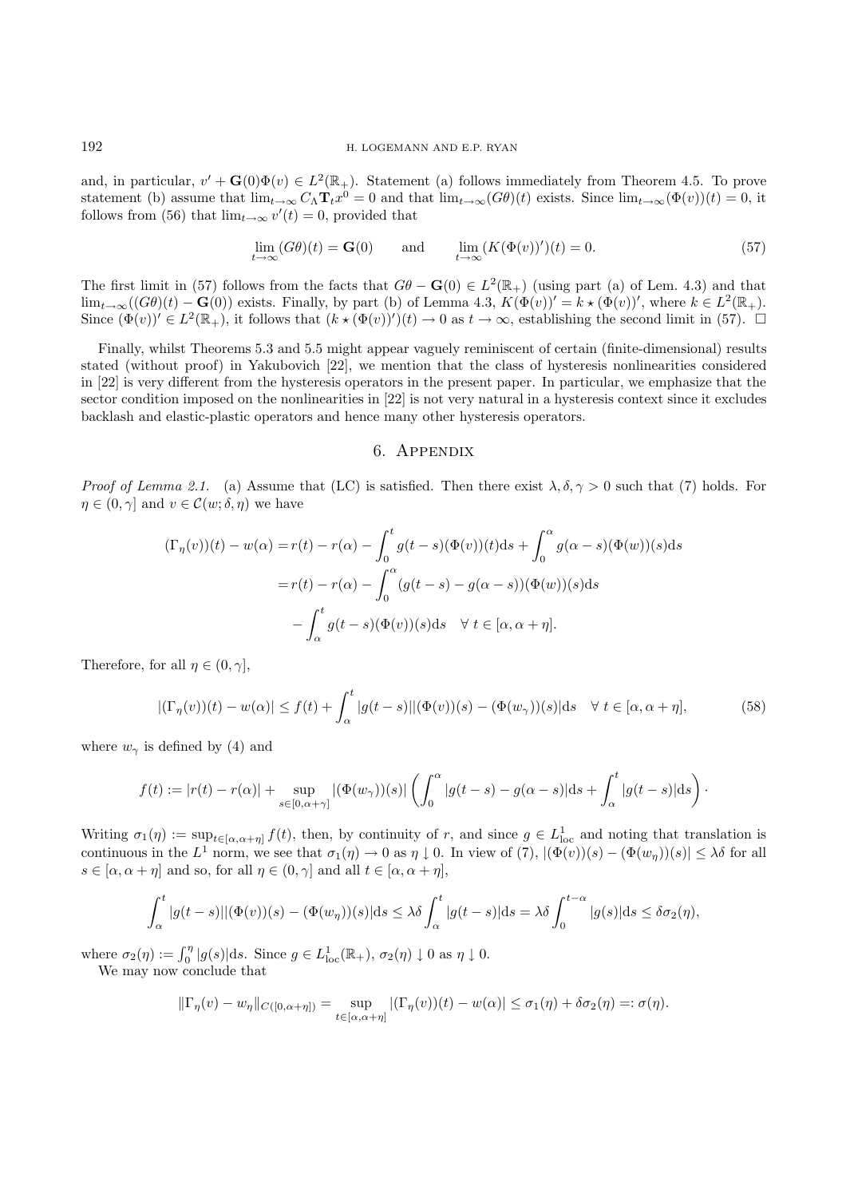and, in particular, $v' + \mathbf{G}(0)\Phi(v) \in L^2(\mathbb{R}_+)$. Statement (a) follows immediately from Theorem 4.5. To prove statement (b) assume that $\lim_{t\to\infty} C_\Lambda \mathbf{T}_t x^0 = 0$ and that $\lim_{t\to\infty}(G\theta)(t)$ exists. Since $\lim_{t\to\infty}(\Phi(v))(t) = 0$, it follows from (56) that $\lim_{t\to\infty} v'(t) = 0$, provided that

$$\lim_{t\to\infty}(G\theta)(t) = \mathbf{G}(0) \qquad \text{and} \qquad \lim_{t\to\infty}(K(\Phi(v))')(t) = 0. \tag{57}$$

The first limit in (57) follows from the facts that $G\theta - \mathbf{G}(0) \in L^2(\mathbb{R}_+)$ (using part (a) of Lem. 4.3) and that $\lim_{t\to\infty}((G\theta)(t) - \mathbf{G}(0))$ exists. Finally, by part (b) of Lemma 4.3, $K(\Phi(v))' = k \star (\Phi(v))'$, where $k \in L^2(\mathbb{R}_+)$. Since $(\Phi(v))' \in L^2(\mathbb{R}_+)$, it follows that $(k \star (\Phi(v))')(t) \to 0$ as $t \to \infty$, establishing the second limit in (57). $\square$

Finally, whilst Theorems 5.3 and 5.5 might appear vaguely reminiscent of certain (finite-dimensional) results stated (without proof) in Yakubovich [22], we mention that the class of hysteresis nonlinearities considered in [22] is very different from the hysteresis operators in the present paper. In particular, we emphasize that the sector condition imposed on the nonlinearities in [22] is not very natural in a hysteresis context since it excludes backlash and elastic-plastic operators and hence many other hysteresis operators.

## 6. Appendix

*Proof of Lemma 2.1.* (a) Assume that (LC) is satisfied. Then there exist $\lambda, \delta, \gamma > 0$ such that (7) holds. For $\eta \in (0, \gamma]$ and $v \in \mathcal{C}(w; \delta, \eta)$ we have

$$\begin{aligned}
(\Gamma_\eta(v))(t) - w(\alpha) &= r(t) - r(\alpha) - \int_0^t g(t-s)(\Phi(v))(t)\mathrm{d}s + \int_0^\alpha g(\alpha - s)(\Phi(w))(s)\mathrm{d}s \\
&= r(t) - r(\alpha) - \int_0^\alpha (g(t-s) - g(\alpha - s))(\Phi(w))(s)\mathrm{d}s \\
&\quad - \int_\alpha^t g(t-s)(\Phi(v))(s)\mathrm{d}s \quad \forall\, t \in [\alpha, \alpha + \eta].
\end{aligned}$$

Therefore, for all $\eta \in (0, \gamma]$,

$$|(\Gamma_\eta(v))(t) - w(\alpha)| \le f(t) + \int_\alpha^t |g(t-s)||(\Phi(v))(s) - (\Phi(w_\gamma))(s)|\mathrm{d}s \quad \forall\, t \in [\alpha, \alpha + \eta], \tag{58}$$

where $w_\gamma$ is defined by (4) and

$$f(t) := |r(t) - r(\alpha)| + \sup_{s\in[0,\alpha+\gamma]} |(\Phi(w_\gamma))(s)| \left( \int_0^\alpha |g(t-s) - g(\alpha - s)|\mathrm{d}s + \int_\alpha^t |g(t-s)|\mathrm{d}s \right) \cdot$$

Writing $\sigma_1(\eta) := \sup_{t\in[\alpha,\alpha+\eta]} f(t)$, then, by continuity of $r$, and since $g \in L^1_{\mathrm{loc}}$ and noting that translation is continuous in the $L^1$ norm, we see that $\sigma_1(\eta) \to 0$ as $\eta \downarrow 0$. In view of (7), $|(\Phi(v))(s) - (\Phi(w_\eta))(s)| \le \lambda\delta$ for all $s \in [\alpha, \alpha + \eta]$ and so, for all $\eta \in (0, \gamma]$ and all $t \in [\alpha, \alpha + \eta]$,

$$\int_\alpha^t |g(t-s)||(\Phi(v))(s) - (\Phi(w_\eta))(s)|\mathrm{d}s \le \lambda\delta \int_\alpha^t |g(t-s)|\mathrm{d}s = \lambda\delta \int_0^{t-\alpha} |g(s)|\mathrm{d}s \le \delta\sigma_2(\eta),$$

where $\sigma_2(\eta) := \int_0^\eta |g(s)|\mathrm{d}s$. Since $g \in L^1_{\mathrm{loc}}(\mathbb{R}_+)$, $\sigma_2(\eta) \downarrow 0$ as $\eta \downarrow 0$.

We may now conclude that

$$\|\Gamma_\eta(v) - w_\eta\|_{C([0,\alpha+\eta])} = \sup_{t\in[\alpha,\alpha+\eta]} |(\Gamma_\eta(v))(t) - w(\alpha)| \le \sigma_1(\eta) + \delta\sigma_2(\eta) =: \sigma(\eta).$$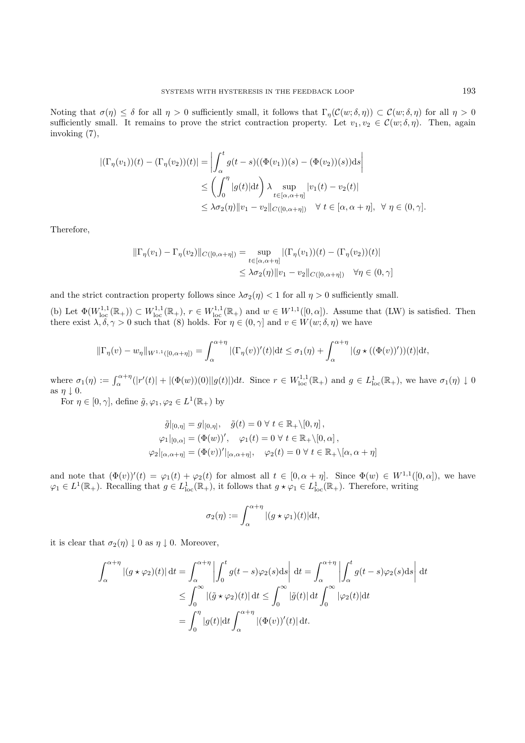Noting that $\sigma(\eta) \le \delta$ for all $\eta > 0$ sufficiently small, it follows that $\Gamma_\eta(\mathcal{C}(w;\delta,\eta)) \subset \mathcal{C}(w;\delta,\eta)$ for all $\eta > 0$ sufficiently small. It remains to prove the strict contraction property. Let $v_1, v_2 \in \mathcal{C}(w;\delta,\eta)$. Then, again invoking (7),

$$
\begin{aligned}
|(\Gamma_\eta(v_1))(t) - (\Gamma_\eta(v_2))(t)| &= \left| \int_\alpha^t g(t-s)((\Phi(v_1))(s) - (\Phi(v_2))(s)) \mathrm{d}s \right| \\
&\le \left( \int_0^\eta |g(t)| \mathrm{d}t \right) \lambda \sup_{t \in [\alpha,\alpha+\eta]} |v_1(t) - v_2(t)| \\
&\le \lambda \sigma_2(\eta) \|v_1 - v_2\|_{C([0,\alpha+\eta])} \quad \forall\, t \in [\alpha,\alpha+\eta], \ \forall\, \eta \in (0,\gamma].
\end{aligned}
$$

Therefore,

$$
\begin{aligned}
\|\Gamma_\eta(v_1) - \Gamma_\eta(v_2)\|_{C([0,\alpha+\eta])} &= \sup_{t\in[\alpha,\alpha+\eta]} |(\Gamma_\eta(v_1))(t) - (\Gamma_\eta(v_2))(t)| \\
&\le \lambda \sigma_2(\eta) \|v_1 - v_2\|_{C([0,\alpha+\eta])} \quad \forall \eta \in (0,\gamma]
\end{aligned}
$$

and the strict contraction property follows since $\lambda\sigma_2(\eta) < 1$ for all $\eta > 0$ sufficiently small.

(b) Let $\Phi(W^{1,1}_{\mathrm{loc}}(\mathbb{R}_+)) \subset W^{1,1}_{\mathrm{loc}}(\mathbb{R}_+)$, $r \in W^{1,1}_{\mathrm{loc}}(\mathbb{R}_+)$ and $w \in W^{1,1}([0,\alpha])$. Assume that (LW) is satisfied. Then there exist $\lambda, \delta, \gamma > 0$ such that (8) holds. For $\eta \in (0,\gamma]$ and $v \in W(w;\delta,\eta)$ we have

$$
\|\Gamma_\eta(v) - w_\eta\|_{W^{1,1}([0,\alpha+\eta])} = \int_\alpha^{\alpha+\eta} |(\Gamma_\eta(v))'(t)| \mathrm{d}t \le \sigma_1(\eta) + \int_\alpha^{\alpha+\eta} |(g \star ((\Phi(v))'))(t)| \mathrm{d}t,
$$

where $\sigma_1(\eta) := \int_\alpha^{\alpha+\eta} (|r'(t)| + |(\Phi(w))(0)||g(t)|) \mathrm{d}t$. Since $r \in W^{1,1}_{\mathrm{loc}}(\mathbb{R}_+)$ and $g \in L^1_{\mathrm{loc}}(\mathbb{R}_+)$, we have $\sigma_1(\eta) \downarrow 0$ as $\eta \downarrow 0$.

For $\eta \in [0,\gamma]$, define $\tilde{g}, \varphi_1, \varphi_2 \in L^1(\mathbb{R}_+)$ by

$$
\begin{aligned}
\tilde{g}|_{[0,\eta]} &= g|_{[0,\eta]}, \quad \tilde{g}(t) = 0 \ \forall\, t \in \mathbb{R}_+ \backslash [0,\eta], \\
\varphi_1|_{[0,\alpha]} &= (\Phi(w))', \quad \varphi_1(t) = 0 \ \forall\, t \in \mathbb{R}_+ \backslash [0,\alpha], \\
\varphi_2|_{[\alpha,\alpha+\eta]} &= (\Phi(v))'|_{[\alpha,\alpha+\eta]}, \quad \varphi_2(t) = 0 \ \forall\, t \in \mathbb{R}_+ \backslash [\alpha,\alpha+\eta]
\end{aligned}
$$

and note that $(\Phi(v))'(t) = \varphi_1(t) + \varphi_2(t)$ for almost all $t \in [0,\alpha+\eta]$. Since $\Phi(w) \in W^{1,1}([0,\alpha])$, we have $\varphi_1 \in L^1(\mathbb{R}_+)$. Recalling that $g \in L^1_{\mathrm{loc}}(\mathbb{R}_+)$, it follows that $g \star \varphi_1 \in L^1_{\mathrm{loc}}(\mathbb{R}_+)$. Therefore, writing

$$
\sigma_2(\eta) := \int_\alpha^{\alpha+\eta} |(g \star \varphi_1)(t)| \mathrm{d}t,
$$

it is clear that $\sigma_2(\eta) \downarrow 0$ as $\eta \downarrow 0$. Moreover,

$$
\begin{aligned}
\int_\alpha^{\alpha+\eta} |(g\star\varphi_2)(t)| \,\mathrm{d}t &= \int_\alpha^{\alpha+\eta} \left| \int_0^t g(t-s)\varphi_2(s)\mathrm{d}s \right| \,\mathrm{d}t = \int_\alpha^{\alpha+\eta} \left| \int_\alpha^t g(t-s)\varphi_2(s)\mathrm{d}s \right| \,\mathrm{d}t \\
&\le \int_0^\infty |(\tilde{g}\star\varphi_2)(t)| \,\mathrm{d}t \le \int_0^\infty |\tilde{g}(t)| \,\mathrm{d}t \int_0^\infty |\varphi_2(t)| \mathrm{d}t \\
&= \int_0^\eta |g(t)| \mathrm{d}t \int_\alpha^{\alpha+\eta} |(\Phi(v))'(t)| \,\mathrm{d}t.
\end{aligned}
$$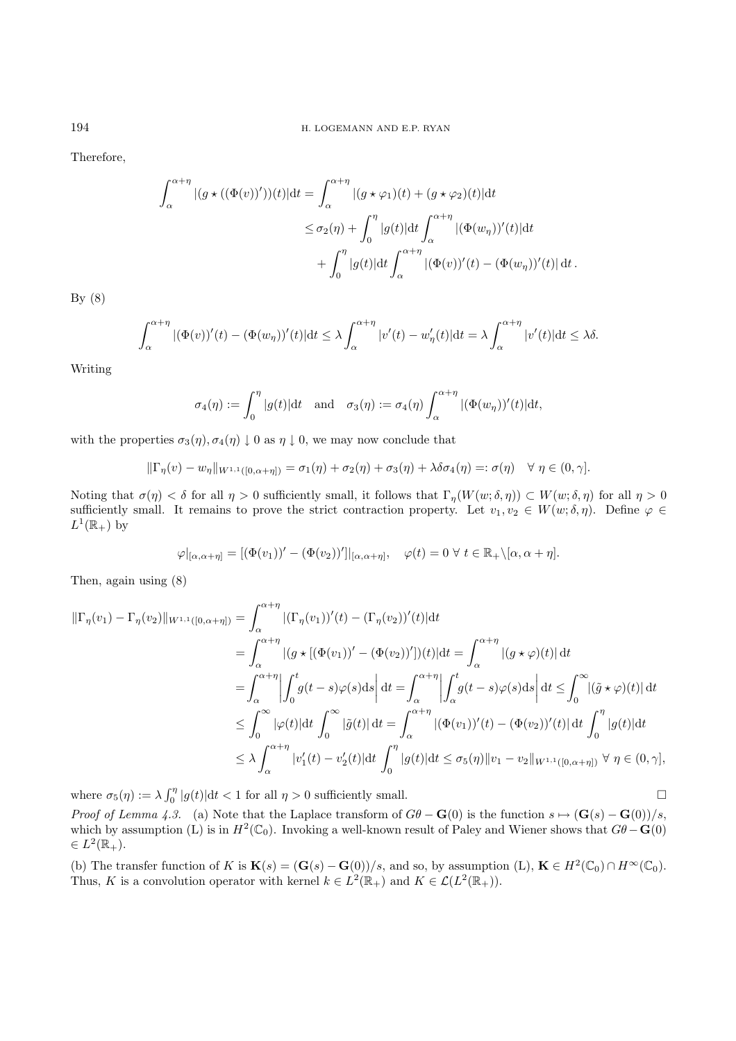Therefore,

$$
\begin{aligned}
\int_\alpha^{\alpha+\eta} |(g\star((\Phi(v))'))(t)|\mathrm{d}t &= \int_\alpha^{\alpha+\eta} |(g\star\varphi_1)(t) + (g\star\varphi_2)(t)|\mathrm{d}t \\
&\le \sigma_2(\eta) + \int_0^\eta |g(t)|\mathrm{d}t \int_\alpha^{\alpha+\eta} |(\Phi(w_\eta))'(t)|\mathrm{d}t \\
&\quad + \int_0^\eta |g(t)|\mathrm{d}t \int_\alpha^{\alpha+\eta} |(\Phi(v))'(t) - (\Phi(w_\eta))'(t)|\,\mathrm{d}t\,.
\end{aligned}
$$

By (8)

$$
\int_\alpha^{\alpha+\eta} |(\Phi(v))'(t) - (\Phi(w_\eta))'(t)|\mathrm{d}t \le \lambda \int_\alpha^{\alpha+\eta} |v'(t) - w_\eta'(t)|\mathrm{d}t = \lambda \int_\alpha^{\alpha+\eta} |v'(t)|\mathrm{d}t \le \lambda\delta.
$$

Writing

$$
\sigma_4(\eta) := \int_0^\eta |g(t)|\mathrm{d}t \quad \text{and} \quad \sigma_3(\eta) := \sigma_4(\eta)\int_\alpha^{\alpha+\eta} |(\Phi(w_\eta))'(t)|\mathrm{d}t,
$$

with the properties $\sigma_3(\eta), \sigma_4(\eta) \downarrow 0$ as $\eta \downarrow 0$, we may now conclude that

$$
\|\Gamma_\eta(v) - w_\eta\|_{W^{1,1}([0,\alpha+\eta])} = \sigma_1(\eta) + \sigma_2(\eta) + \sigma_3(\eta) + \lambda\delta\sigma_4(\eta) =: \sigma(\eta) \quad \forall\ \eta \in (0,\gamma].
$$

Noting that $\sigma(\eta) < \delta$ for all $\eta > 0$ sufficiently small, it follows that $\Gamma_\eta(W(w;\delta,\eta)) \subset W(w;\delta,\eta)$ for all $\eta > 0$ sufficiently small. It remains to prove the strict contraction property. Let $v_1, v_2 \in W(w;\delta,\eta)$. Define $\varphi \in L^1(\mathbb{R}_+)$ by

$$
\varphi|_{[\alpha,\alpha+\eta]} = [(\Phi(v_1))' - (\Phi(v_2))']|_{[\alpha,\alpha+\eta]}, \quad \varphi(t) = 0\ \forall\ t \in \mathbb{R}_+\backslash[\alpha,\alpha+\eta].
$$

Then, again using (8)

$$
\begin{aligned}
\|\Gamma_\eta(v_1) - \Gamma_\eta(v_2)\|_{W^{1,1}([0,\alpha+\eta])} &= \int_\alpha^{\alpha+\eta} |(\Gamma_\eta(v_1))'(t) - (\Gamma_\eta(v_2))'(t)|\mathrm{d}t \\
&= \int_\alpha^{\alpha+\eta} |(g\star[(\Phi(v_1))' - (\Phi(v_2))'])(t)|\mathrm{d}t = \int_\alpha^{\alpha+\eta} |(g\star\varphi)(t)|\,\mathrm{d}t \\
&= \int_\alpha^{\alpha+\eta} \left|\int_0^t g(t-s)\varphi(s)\mathrm{d}s\right|\mathrm{d}t = \int_\alpha^{\alpha+\eta} \left|\int_\alpha^t g(t-s)\varphi(s)\mathrm{d}s\right|\mathrm{d}t \le \int_0^\infty |(\tilde{g}\star\varphi)(t)|\,\mathrm{d}t \\
&\le \int_0^\infty |\varphi(t)|\mathrm{d}t \int_0^\infty |\tilde{g}(t)|\,\mathrm{d}t = \int_\alpha^{\alpha+\eta} |(\Phi(v_1))'(t) - (\Phi(v_2))'(t)|\,\mathrm{d}t \int_0^\eta |g(t)|\mathrm{d}t \\
&\le \lambda \int_\alpha^{\alpha+\eta} |v_1'(t) - v_2'(t)|\mathrm{d}t \int_0^\eta |g(t)|\mathrm{d}t \le \sigma_5(\eta)\|v_1 - v_2\|_{W^{1,1}([0,\alpha+\eta])}\ \forall\ \eta \in (0,\gamma],
\end{aligned}
$$

where $\sigma_5(\eta) := \lambda\int_0^\eta |g(t)|\mathrm{d}t < 1$ for all $\eta > 0$ sufficiently small. $\square$

*Proof of Lemma 4.3.* (a) Note that the Laplace transform of $G\theta - \mathbf{G}(0)$ is the function $s \mapsto (\mathbf{G}(s) - \mathbf{G}(0))/s$, which by assumption (L) is in $H^2(\mathbb{C}_0)$. Invoking a well-known result of Paley and Wiener shows that $G\theta - \mathbf{G}(0) \in L^2(\mathbb{R}_+)$.

(b) The transfer function of $K$ is $\mathbf{K}(s) = (\mathbf{G}(s) - \mathbf{G}(0))/s$, and so, by assumption (L), $\mathbf{K} \in H^2(\mathbb{C}_0) \cap H^\infty(\mathbb{C}_0)$. Thus, $K$ is a convolution operator with kernel $k \in L^2(\mathbb{R}_+)$ and $K \in \mathcal{L}(L^2(\mathbb{R}_+))$.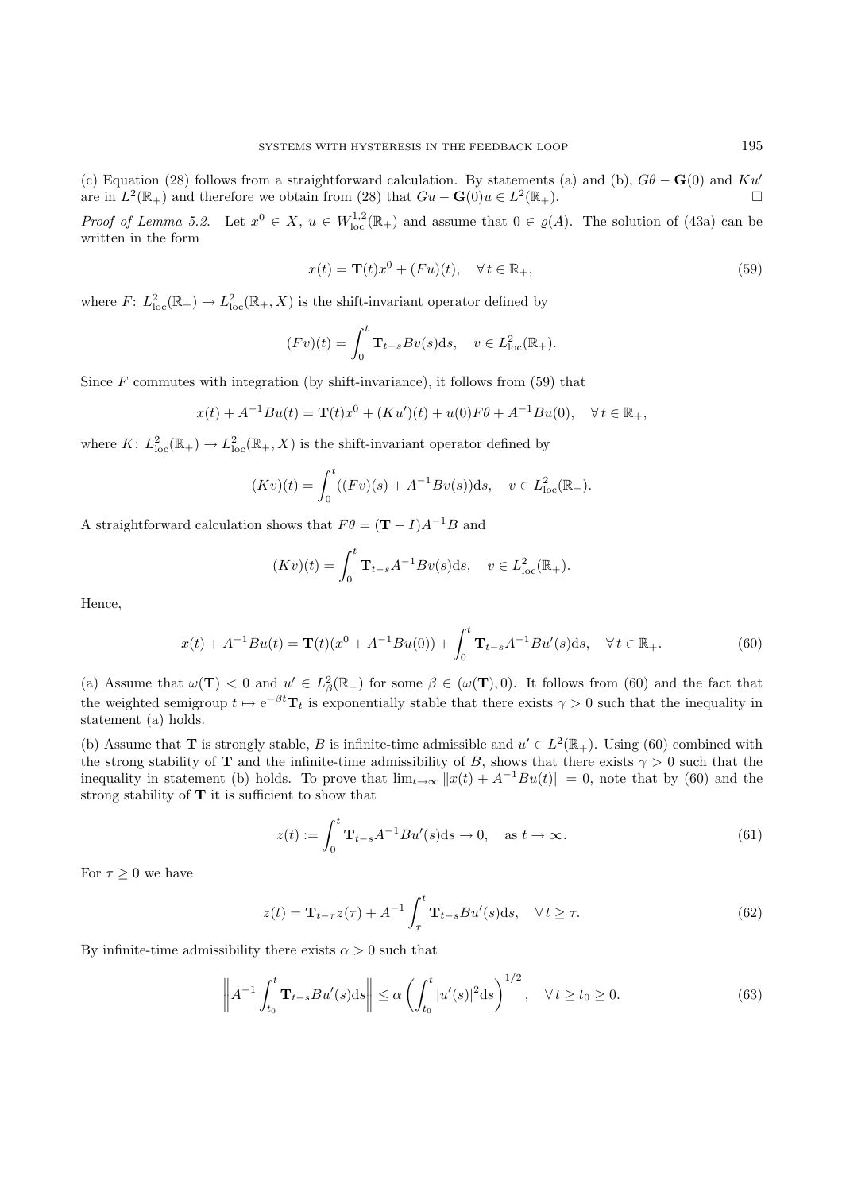(c) Equation (28) follows from a straightforward calculation. By statements (a) and (b), $G\theta - \mathbf{G}(0)$ and $Ku'$ are in $L^2(\mathbb{R}_+)$ and therefore we obtain from (28) that $Gu - \mathbf{G}(0)u \in L^2(\mathbb{R}_+)$. $\square$

*Proof of Lemma 5.2.* Let $x^0 \in X$, $u \in W^{1,2}_{\mathrm{loc}}(\mathbb{R}_+)$ and assume that $0 \in \varrho(A)$. The solution of (43a) can be written in the form

$$x(t) = \mathbf{T}(t)x^0 + (Fu)(t), \quad \forall\, t \in \mathbb{R}_+, \tag{59}$$

where $F$: $L^2_{\mathrm{loc}}(\mathbb{R}_+) \to L^2_{\mathrm{loc}}(\mathbb{R}_+, X)$ is the shift-invariant operator defined by

$$(Fv)(t) = \int_0^t \mathbf{T}_{t-s}Bv(s)\mathrm{d}s, \quad v \in L^2_{\mathrm{loc}}(\mathbb{R}_+).$$

Since $F$ commutes with integration (by shift-invariance), it follows from (59) that

$$x(t) + A^{-1}Bu(t) = \mathbf{T}(t)x^0 + (Ku')(t) + u(0)F\theta + A^{-1}Bu(0), \quad \forall\, t \in \mathbb{R}_+,$$

where $K$: $L^2_{\mathrm{loc}}(\mathbb{R}_+) \to L^2_{\mathrm{loc}}(\mathbb{R}_+, X)$ is the shift-invariant operator defined by

$$(Kv)(t) = \int_0^t ((Fv)(s) + A^{-1}Bv(s))\mathrm{d}s, \quad v \in L^2_{\mathrm{loc}}(\mathbb{R}_+).$$

A straightforward calculation shows that $F\theta = (\mathbf{T} - I)A^{-1}B$ and

$$(Kv)(t) = \int_0^t \mathbf{T}_{t-s}A^{-1}Bv(s)\mathrm{d}s, \quad v \in L^2_{\mathrm{loc}}(\mathbb{R}_+).$$

Hence,

$$x(t) + A^{-1}Bu(t) = \mathbf{T}(t)(x^0 + A^{-1}Bu(0)) + \int_0^t \mathbf{T}_{t-s}A^{-1}Bu'(s)\mathrm{d}s, \quad \forall\, t \in \mathbb{R}_+. \tag{60}$$

(a) Assume that $\omega(\mathbf{T}) < 0$ and $u' \in L^2_\beta(\mathbb{R}_+)$ for some $\beta \in (\omega(\mathbf{T}), 0)$. It follows from (60) and the fact that the weighted semigroup $t \mapsto \mathrm{e}^{-\beta t}\mathbf{T}_t$ is exponentially stable that there exists $\gamma > 0$ such that the inequality in statement (a) holds.

(b) Assume that $\mathbf{T}$ is strongly stable, $B$ is infinite-time admissible and $u' \in L^2(\mathbb{R}_+)$. Using (60) combined with the strong stability of $\mathbf{T}$ and the infinite-time admissibility of $B$, shows that there exists $\gamma > 0$ such that the inequality in statement (b) holds. To prove that $\lim_{t\to\infty} \|x(t) + A^{-1}Bu(t)\| = 0$, note that by (60) and the strong stability of $\mathbf{T}$ it is sufficient to show that

$$z(t) := \int_0^t \mathbf{T}_{t-s}A^{-1}Bu'(s)\mathrm{d}s \to 0, \quad \text{as } t \to \infty. \tag{61}$$

For $\tau \geq 0$ we have

$$z(t) = \mathbf{T}_{t-\tau}z(\tau) + A^{-1}\int_\tau^t \mathbf{T}_{t-s}Bu'(s)\mathrm{d}s, \quad \forall\, t \geq \tau. \tag{62}$$

By infinite-time admissibility there exists $\alpha > 0$ such that

$$\left\| A^{-1}\int_{t_0}^t \mathbf{T}_{t-s}Bu'(s)\mathrm{d}s \right\| \leq \alpha \left( \int_{t_0}^t |u'(s)|^2\mathrm{d}s \right)^{1/2}, \quad \forall\, t \geq t_0 \geq 0. \tag{63}$$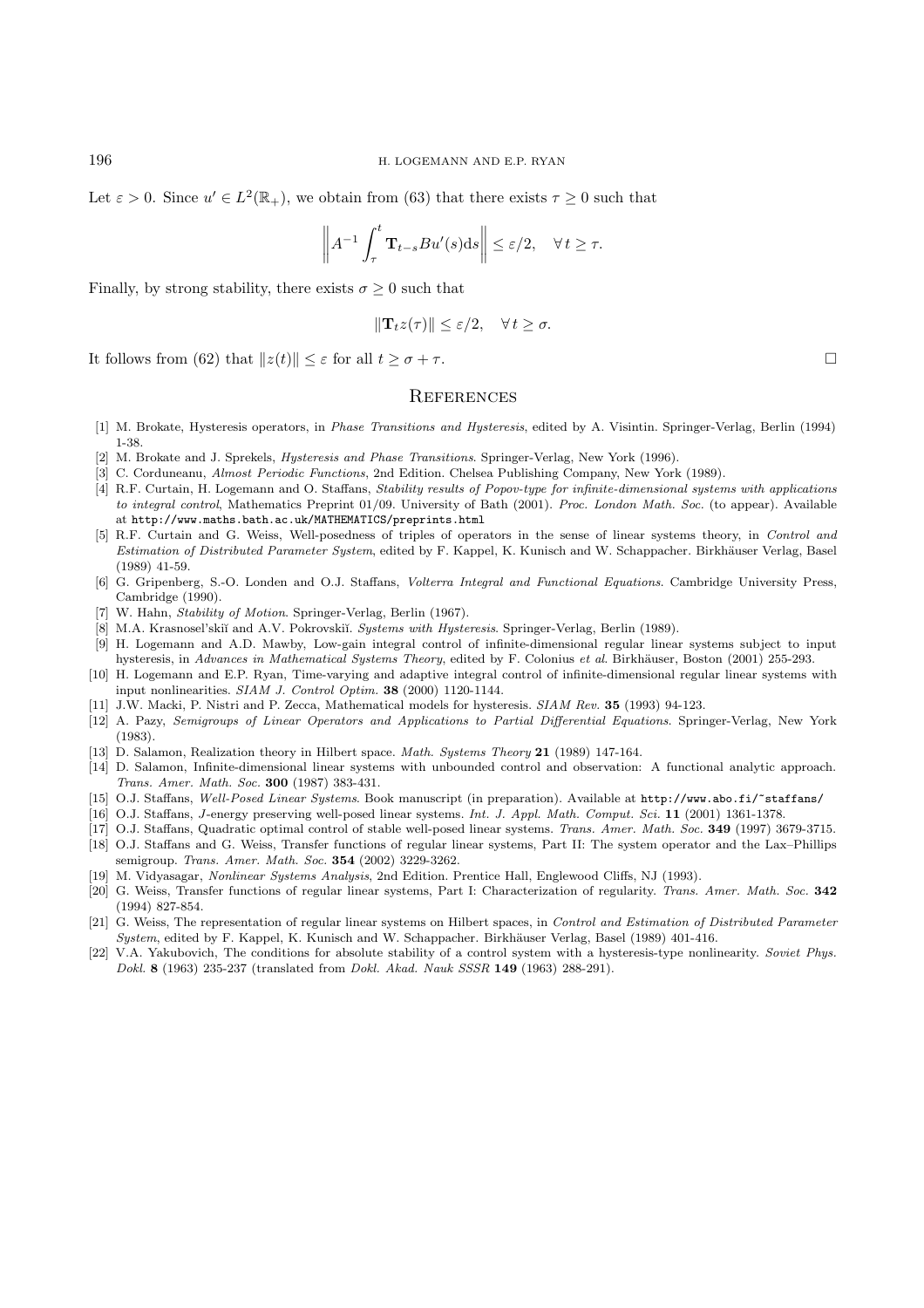Let $\varepsilon > 0$. Since $u' \in L^2(\mathbb{R}_+)$, we obtain from (63) that there exists $\tau \geq 0$ such that

$$\left\| A^{-1} \int_\tau^t \mathbf{T}_{t-s} B u'(s) \mathrm{d}s \right\| \leq \varepsilon/2, \quad \forall\, t \geq \tau.$$

Finally, by strong stability, there exists $\sigma \geq 0$ such that

$$\|\mathbf{T}_t z(\tau)\| \leq \varepsilon/2, \quad \forall\, t \geq \sigma.$$

It follows from (62) that $\|z(t)\| \leq \varepsilon$ for all $t \geq \sigma + \tau$. □

## References

[1] M. Brokate, Hysteresis operators, in *Phase Transitions and Hysteresis*, edited by A. Visintin. Springer-Verlag, Berlin (1994) 1-38.

[2] M. Brokate and J. Sprekels, *Hysteresis and Phase Transitions*. Springer-Verlag, New York (1996).

[3] C. Corduneanu, *Almost Periodic Functions*, 2nd Edition. Chelsea Publishing Company, New York (1989).

[4] R.F. Curtain, H. Logemann and O. Staffans, *Stability results of Popov-type for infinite-dimensional systems with applications to integral control*, Mathematics Preprint 01/09. University of Bath (2001). *Proc. London Math. Soc.* (to appear). Available at http://www.maths.bath.ac.uk/MATHEMATICS/preprints.html

[5] R.F. Curtain and G. Weiss, Well-posedness of triples of operators in the sense of linear systems theory, in *Control and Estimation of Distributed Parameter System*, edited by F. Kappel, K. Kunisch and W. Schappacher. Birkhäuser Verlag, Basel (1989) 41-59.

[6] G. Gripenberg, S.-O. Londen and O.J. Staffans, *Volterra Integral and Functional Equations*. Cambridge University Press, Cambridge (1990).

[7] W. Hahn, *Stability of Motion*. Springer-Verlag, Berlin (1967).

[8] M.A. Krasnosel'skiĭ and A.V. Pokrovskiĭ. *Systems with Hysteresis*. Springer-Verlag, Berlin (1989).

[9] H. Logemann and A.D. Mawby, Low-gain integral control of infinite-dimensional regular linear systems subject to input hysteresis, in *Advances in Mathematical Systems Theory*, edited by F. Colonius *et al*. Birkhäuser, Boston (2001) 255-293.

[10] H. Logemann and E.P. Ryan, Time-varying and adaptive integral control of infinite-dimensional regular linear systems with input nonlinearities. *SIAM J. Control Optim.* **38** (2000) 1120-1144.

[11] J.W. Macki, P. Nistri and P. Zecca, Mathematical models for hysteresis. *SIAM Rev.* **35** (1993) 94-123.

[12] A. Pazy, *Semigroups of Linear Operators and Applications to Partial Differential Equations*. Springer-Verlag, New York (1983).

[13] D. Salamon, Realization theory in Hilbert space. *Math. Systems Theory* **21** (1989) 147-164.

[14] D. Salamon, Infinite-dimensional linear systems with unbounded control and observation: A functional analytic approach. *Trans. Amer. Math. Soc.* **300** (1987) 383-431.

[15] O.J. Staffans, *Well-Posed Linear Systems*. Book manuscript (in preparation). Available at http://www.abo.fi/~staffans/

[16] O.J. Staffans, *J*-energy preserving well-posed linear systems. *Int. J. Appl. Math. Comput. Sci.* **11** (2001) 1361-1378.

[17] O.J. Staffans, Quadratic optimal control of stable well-posed linear systems. *Trans. Amer. Math. Soc.* **349** (1997) 3679-3715.

[18] O.J. Staffans and G. Weiss, Transfer functions of regular linear systems, Part II: The system operator and the Lax–Phillips semigroup. *Trans. Amer. Math. Soc.* **354** (2002) 3229-3262.

[19] M. Vidyasagar, *Nonlinear Systems Analysis*, 2nd Edition. Prentice Hall, Englewood Cliffs, NJ (1993).

[20] G. Weiss, Transfer functions of regular linear systems, Part I: Characterization of regularity. *Trans. Amer. Math. Soc.* **342** (1994) 827-854.

[21] G. Weiss, The representation of regular linear systems on Hilbert spaces, in *Control and Estimation of Distributed Parameter System*, edited by F. Kappel, K. Kunisch and W. Schappacher. Birkhäuser Verlag, Basel (1989) 401-416.

[22] V.A. Yakubovich, The conditions for absolute stability of a control system with a hysteresis-type nonlinearity. *Soviet Phys. Dokl.* **8** (1963) 235-237 (translated from *Dokl. Akad. Nauk SSSR* **149** (1963) 288-291).